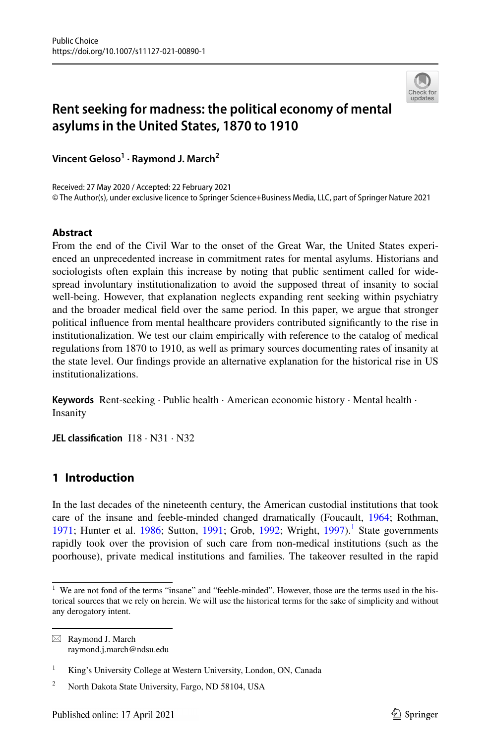# Rent seeking for madness: the political economy of mental asylums in the United States, 1870 to 1910

**Vincent Geloso[1] · Raymond J. March[2]**

Received: 27 May 2020 / Accepted: 22 February 2021
© The Author(s), under exclusive licence to Springer Science+Business Media, LLC, part of Springer Nature 2021

## Abstract

From the end of the Civil War to the onset of the Great War, the United States experienced an unprecedented increase in commitment rates for mental asylums. Historians and sociologists often explain this increase by noting that public sentiment called for widespread involuntary institutionalization to avoid the supposed threat of insanity to social well-being. However, that explanation neglects expanding rent seeking within psychiatry and the broader medical field over the same period. In this paper, we argue that stronger political influence from mental healthcare providers contributed significantly to the rise in institutionalization. We test our claim empirically with reference to the catalog of medical regulations from 1870 to 1910, as well as primary sources documenting rates of insanity at the state level. Our findings provide an alternative explanation for the historical rise in US institutionalizations.

**Keywords** Rent-seeking · Public health · American economic history · Mental health · Insanity

**JEL classification** I18 · N31 · N32

## 1 Introduction

In the last decades of the nineteenth century, the American custodial institutions that took care of the insane and feeble-minded changed dramatically (Foucault, 1964; Rothman, 1971; Hunter et al. 1986; Sutton, 1991; Grob, 1992; Wright, 1997).[1] State governments rapidly took over the provision of such care from non-medical institutions (such as the poorhouse), private medical institutions and families. The takeover resulted in the rapid

---

[1] We are not fond of the terms "insane" and "feeble-minded". However, those are the terms used in the historical sources that we rely on herein. We will use the historical terms for the sake of simplicity and without any derogatory intent.

---

✉ Raymond J. March
raymond.j.march@ndsu.edu

[1] King's University College at Western University, London, ON, Canada

[2] North Dakota State University, Fargo, ND 58104, USA

Published online: 17 April 2021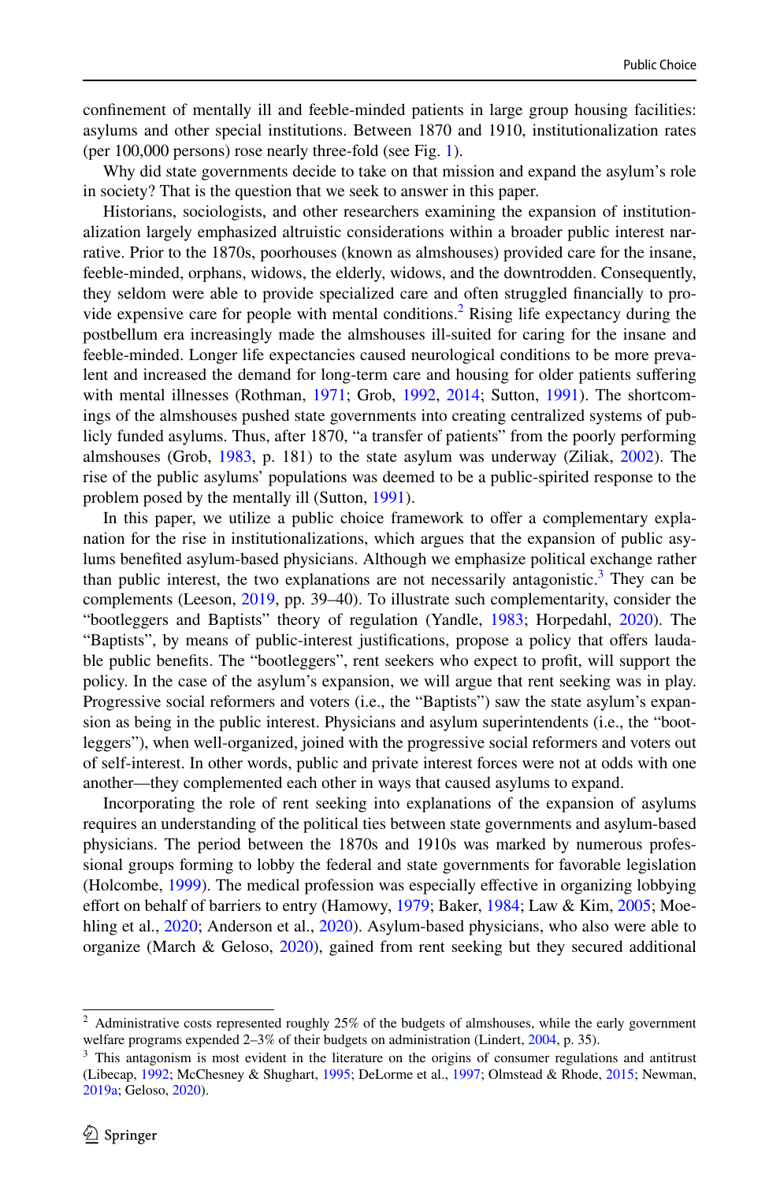confinement of mentally ill and feeble-minded patients in large group housing facilities: asylums and other special institutions. Between 1870 and 1910, institutionalization rates (per 100,000 persons) rose nearly three-fold (see Fig. 1).

Why did state governments decide to take on that mission and expand the asylum's role in society? That is the question that we seek to answer in this paper.

Historians, sociologists, and other researchers examining the expansion of institutionalization largely emphasized altruistic considerations within a broader public interest narrative. Prior to the 1870s, poorhouses (known as almshouses) provided care for the insane, feeble-minded, orphans, widows, the elderly, widows, and the downtrodden. Consequently, they seldom were able to provide specialized care and often struggled financially to provide expensive care for people with mental conditions.[2] Rising life expectancy during the postbellum era increasingly made the almshouses ill-suited for caring for the insane and feeble-minded. Longer life expectancies caused neurological conditions to be more prevalent and increased the demand for long-term care and housing for older patients suffering with mental illnesses (Rothman, 1971; Grob, 1992, 2014; Sutton, 1991). The shortcomings of the almshouses pushed state governments into creating centralized systems of publicly funded asylums. Thus, after 1870, "a transfer of patients" from the poorly performing almshouses (Grob, 1983, p. 181) to the state asylum was underway (Ziliak, 2002). The rise of the public asylums' populations was deemed to be a public-spirited response to the problem posed by the mentally ill (Sutton, 1991).

In this paper, we utilize a public choice framework to offer a complementary explanation for the rise in institutionalizations, which argues that the expansion of public asylums benefited asylum-based physicians. Although we emphasize political exchange rather than public interest, the two explanations are not necessarily antagonistic.[3] They can be complements (Leeson, 2019, pp. 39–40). To illustrate such complementarity, consider the "bootleggers and Baptists" theory of regulation (Yandle, 1983; Horpedahl, 2020). The "Baptists", by means of public-interest justifications, propose a policy that offers laudable public benefits. The "bootleggers", rent seekers who expect to profit, will support the policy. In the case of the asylum's expansion, we will argue that rent seeking was in play. Progressive social reformers and voters (i.e., the "Baptists") saw the state asylum's expansion as being in the public interest. Physicians and asylum superintendents (i.e., the "bootleggers"), when well-organized, joined with the progressive social reformers and voters out of self-interest. In other words, public and private interest forces were not at odds with one another—they complemented each other in ways that caused asylums to expand.

Incorporating the role of rent seeking into explanations of the expansion of asylums requires an understanding of the political ties between state governments and asylum-based physicians. The period between the 1870s and 1910s was marked by numerous professional groups forming to lobby the federal and state governments for favorable legislation (Holcombe, 1999). The medical profession was especially effective in organizing lobbying effort on behalf of barriers to entry (Hamowy, 1979; Baker, 1984; Law & Kim, 2005; Moehling et al., 2020; Anderson et al., 2020). Asylum-based physicians, who also were able to organize (March & Geloso, 2020), gained from rent seeking but they secured additional

---

[2] Administrative costs represented roughly 25% of the budgets of almshouses, while the early government welfare programs expended 2–3% of their budgets on administration (Lindert, 2004, p. 35).

[3] This antagonism is most evident in the literature on the origins of consumer regulations and antitrust (Libecap, 1992; McChesney & Shughart, 1995; DeLorme et al., 1997; Olmstead & Rhode, 2015; Newman, 2019a; Geloso, 2020).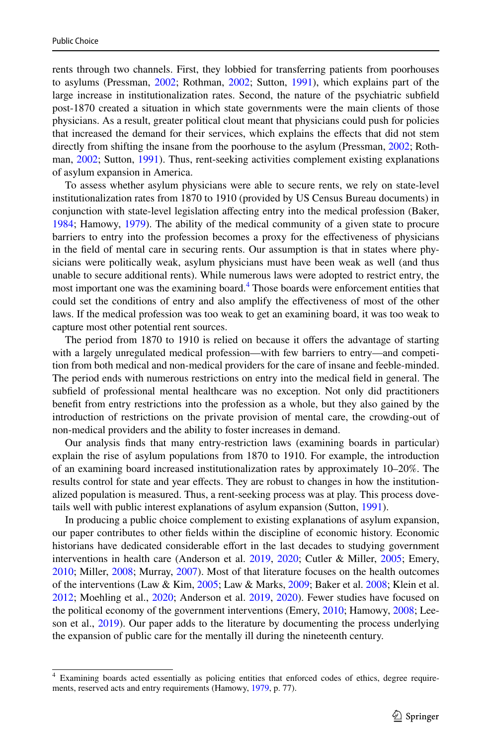rents through two channels. First, they lobbied for transferring patients from poorhouses to asylums (Pressman, 2002; Rothman, 2002; Sutton, 1991), which explains part of the large increase in institutionalization rates. Second, the nature of the psychiatric subfield post-1870 created a situation in which state governments were the main clients of those physicians. As a result, greater political clout meant that physicians could push for policies that increased the demand for their services, which explains the effects that did not stem directly from shifting the insane from the poorhouse to the asylum (Pressman, 2002; Rothman, 2002; Sutton, 1991). Thus, rent-seeking activities complement existing explanations of asylum expansion in America.

To assess whether asylum physicians were able to secure rents, we rely on state-level institutionalization rates from 1870 to 1910 (provided by US Census Bureau documents) in conjunction with state-level legislation affecting entry into the medical profession (Baker, 1984; Hamowy, 1979). The ability of the medical community of a given state to procure barriers to entry into the profession becomes a proxy for the effectiveness of physicians in the field of mental care in securing rents. Our assumption is that in states where physicians were politically weak, asylum physicians must have been weak as well (and thus unable to secure additional rents). While numerous laws were adopted to restrict entry, the most important one was the examining board.[4] Those boards were enforcement entities that could set the conditions of entry and also amplify the effectiveness of most of the other laws. If the medical profession was too weak to get an examining board, it was too weak to capture most other potential rent sources.

The period from 1870 to 1910 is relied on because it offers the advantage of starting with a largely unregulated medical profession—with few barriers to entry—and competition from both medical and non-medical providers for the care of insane and feeble-minded. The period ends with numerous restrictions on entry into the medical field in general. The subfield of professional mental healthcare was no exception. Not only did practitioners benefit from entry restrictions into the profession as a whole, but they also gained by the introduction of restrictions on the private provision of mental care, the crowding-out of non-medical providers and the ability to foster increases in demand.

Our analysis finds that many entry-restriction laws (examining boards in particular) explain the rise of asylum populations from 1870 to 1910. For example, the introduction of an examining board increased institutionalization rates by approximately 10–20%. The results control for state and year effects. They are robust to changes in how the institutionalized population is measured. Thus, a rent-seeking process was at play. This process dovetails well with public interest explanations of asylum expansion (Sutton, 1991).

In producing a public choice complement to existing explanations of asylum expansion, our paper contributes to other fields within the discipline of economic history. Economic historians have dedicated considerable effort in the last decades to studying government interventions in health care (Anderson et al. 2019, 2020; Cutler & Miller, 2005; Emery, 2010; Miller, 2008; Murray, 2007). Most of that literature focuses on the health outcomes of the interventions (Law & Kim, 2005; Law & Marks, 2009; Baker et al. 2008; Klein et al. 2012; Moehling et al., 2020; Anderson et al. 2019, 2020). Fewer studies have focused on the political economy of the government interventions (Emery, 2010; Hamowy, 2008; Leeson et al., 2019). Our paper adds to the literature by documenting the process underlying the expansion of public care for the mentally ill during the nineteenth century.

[4] Examining boards acted essentially as policing entities that enforced codes of ethics, degree requirements, reserved acts and entry requirements (Hamowy, 1979, p. 77).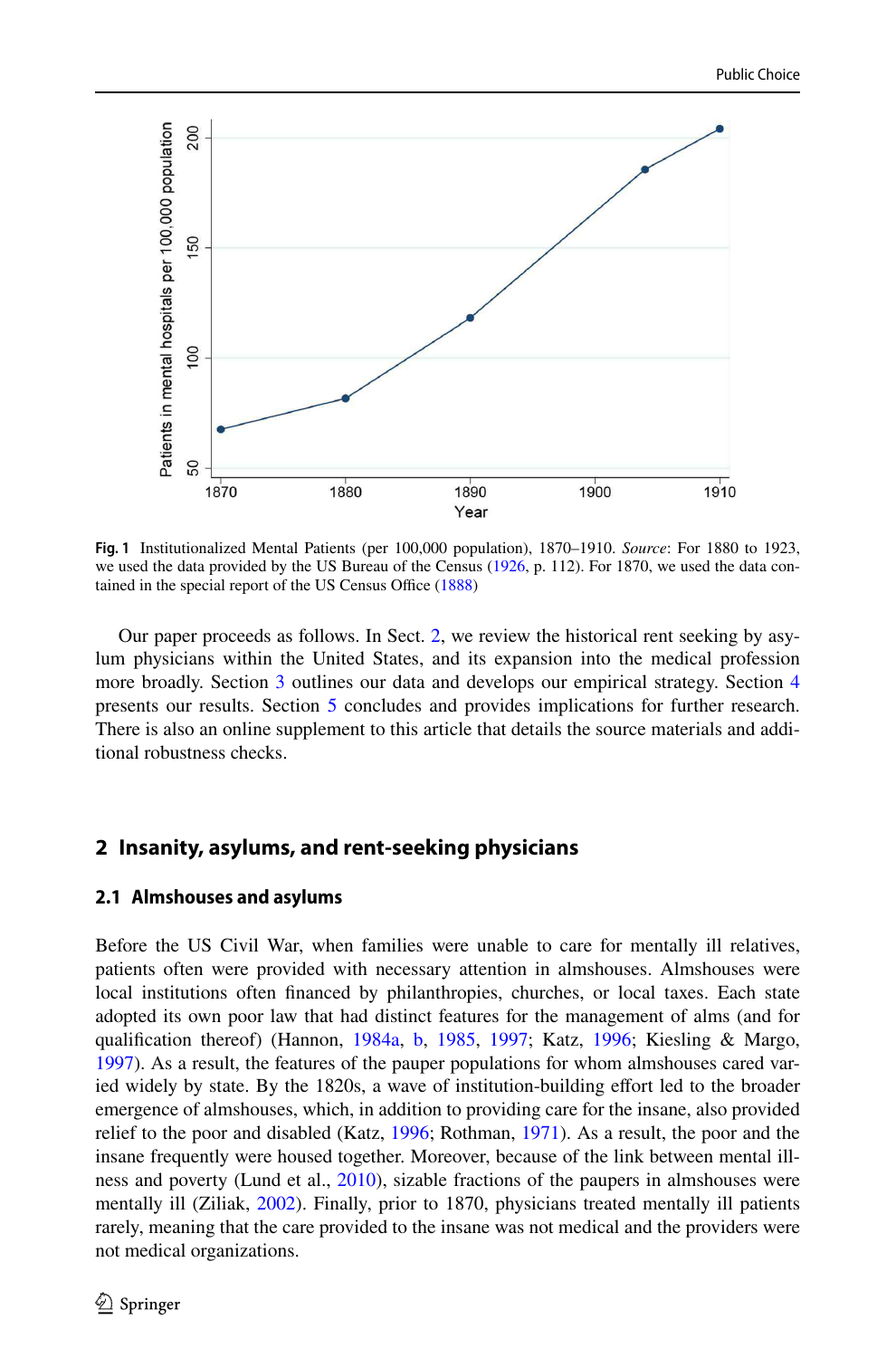**Fig. 1** Institutionalized Mental Patients (per 100,000 population), 1870–1910. *Source*: For 1880 to 1923, we used the data provided by the US Bureau of the Census (1926, p. 112). For 1870, we used the data contained in the special report of the US Census Office (1888)

Our paper proceeds as follows. In Sect. 2, we review the historical rent seeking by asylum physicians within the United States, and its expansion into the medical profession more broadly. Section 3 outlines our data and develops our empirical strategy. Section 4 presents our results. Section 5 concludes and provides implications for further research. There is also an online supplement to this article that details the source materials and additional robustness checks.

## 2 Insanity, asylums, and rent-seeking physicians

### 2.1 Almshouses and asylums

Before the US Civil War, when families were unable to care for mentally ill relatives, patients often were provided with necessary attention in almshouses. Almshouses were local institutions often financed by philanthropies, churches, or local taxes. Each state adopted its own poor law that had distinct features for the management of alms (and for qualification thereof) (Hannon, 1984a, b, 1985, 1997; Katz, 1996; Kiesling & Margo, 1997). As a result, the features of the pauper populations for whom almshouses cared varied widely by state. By the 1820s, a wave of institution-building effort led to the broader emergence of almshouses, which, in addition to providing care for the insane, also provided relief to the poor and disabled (Katz, 1996; Rothman, 1971). As a result, the poor and the insane frequently were housed together. Moreover, because of the link between mental illness and poverty (Lund et al., 2010), sizable fractions of the paupers in almshouses were mentally ill (Ziliak, 2002). Finally, prior to 1870, physicians treated mentally ill patients rarely, meaning that the care provided to the insane was not medical and the providers were not medical organizations.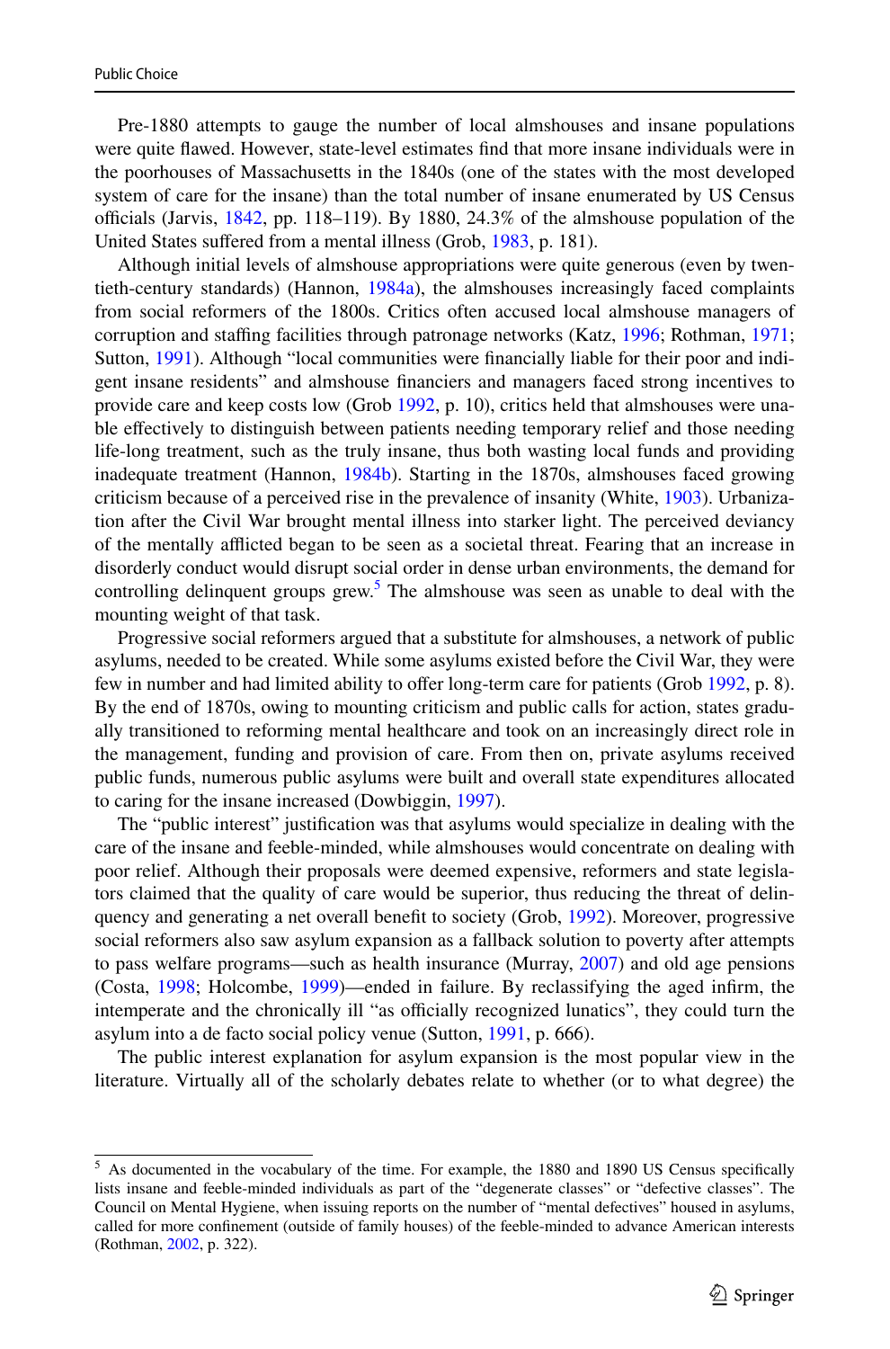Pre-1880 attempts to gauge the number of local almshouses and insane populations were quite flawed. However, state-level estimates find that more insane individuals were in the poorhouses of Massachusetts in the 1840s (one of the states with the most developed system of care for the insane) than the total number of insane enumerated by US Census officials (Jarvis, 1842, pp. 118–119). By 1880, 24.3% of the almshouse population of the United States suffered from a mental illness (Grob, 1983, p. 181).

Although initial levels of almshouse appropriations were quite generous (even by twentieth-century standards) (Hannon, 1984a), the almshouses increasingly faced complaints from social reformers of the 1800s. Critics often accused local almshouse managers of corruption and staffing facilities through patronage networks (Katz, 1996; Rothman, 1971; Sutton, 1991). Although "local communities were financially liable for their poor and indigent insane residents" and almshouse financiers and managers faced strong incentives to provide care and keep costs low (Grob 1992, p. 10), critics held that almshouses were unable effectively to distinguish between patients needing temporary relief and those needing life-long treatment, such as the truly insane, thus both wasting local funds and providing inadequate treatment (Hannon, 1984b). Starting in the 1870s, almshouses faced growing criticism because of a perceived rise in the prevalence of insanity (White, 1903). Urbanization after the Civil War brought mental illness into starker light. The perceived deviancy of the mentally afflicted began to be seen as a societal threat. Fearing that an increase in disorderly conduct would disrupt social order in dense urban environments, the demand for controlling delinquent groups grew.[5] The almshouse was seen as unable to deal with the mounting weight of that task.

Progressive social reformers argued that a substitute for almshouses, a network of public asylums, needed to be created. While some asylums existed before the Civil War, they were few in number and had limited ability to offer long-term care for patients (Grob 1992, p. 8). By the end of 1870s, owing to mounting criticism and public calls for action, states gradually transitioned to reforming mental healthcare and took on an increasingly direct role in the management, funding and provision of care. From then on, private asylums received public funds, numerous public asylums were built and overall state expenditures allocated to caring for the insane increased (Dowbiggin, 1997).

The "public interest" justification was that asylums would specialize in dealing with the care of the insane and feeble-minded, while almshouses would concentrate on dealing with poor relief. Although their proposals were deemed expensive, reformers and state legislators claimed that the quality of care would be superior, thus reducing the threat of delinquency and generating a net overall benefit to society (Grob, 1992). Moreover, progressive social reformers also saw asylum expansion as a fallback solution to poverty after attempts to pass welfare programs—such as health insurance (Murray, 2007) and old age pensions (Costa, 1998; Holcombe, 1999)—ended in failure. By reclassifying the aged infirm, the intemperate and the chronically ill "as officially recognized lunatics", they could turn the asylum into a de facto social policy venue (Sutton, 1991, p. 666).

The public interest explanation for asylum expansion is the most popular view in the literature. Virtually all of the scholarly debates relate to whether (or to what degree) the

[5] As documented in the vocabulary of the time. For example, the 1880 and 1890 US Census specifically lists insane and feeble-minded individuals as part of the "degenerate classes" or "defective classes". The Council on Mental Hygiene, when issuing reports on the number of "mental defectives" housed in asylums, called for more confinement (outside of family houses) of the feeble-minded to advance American interests (Rothman, 2002, p. 322).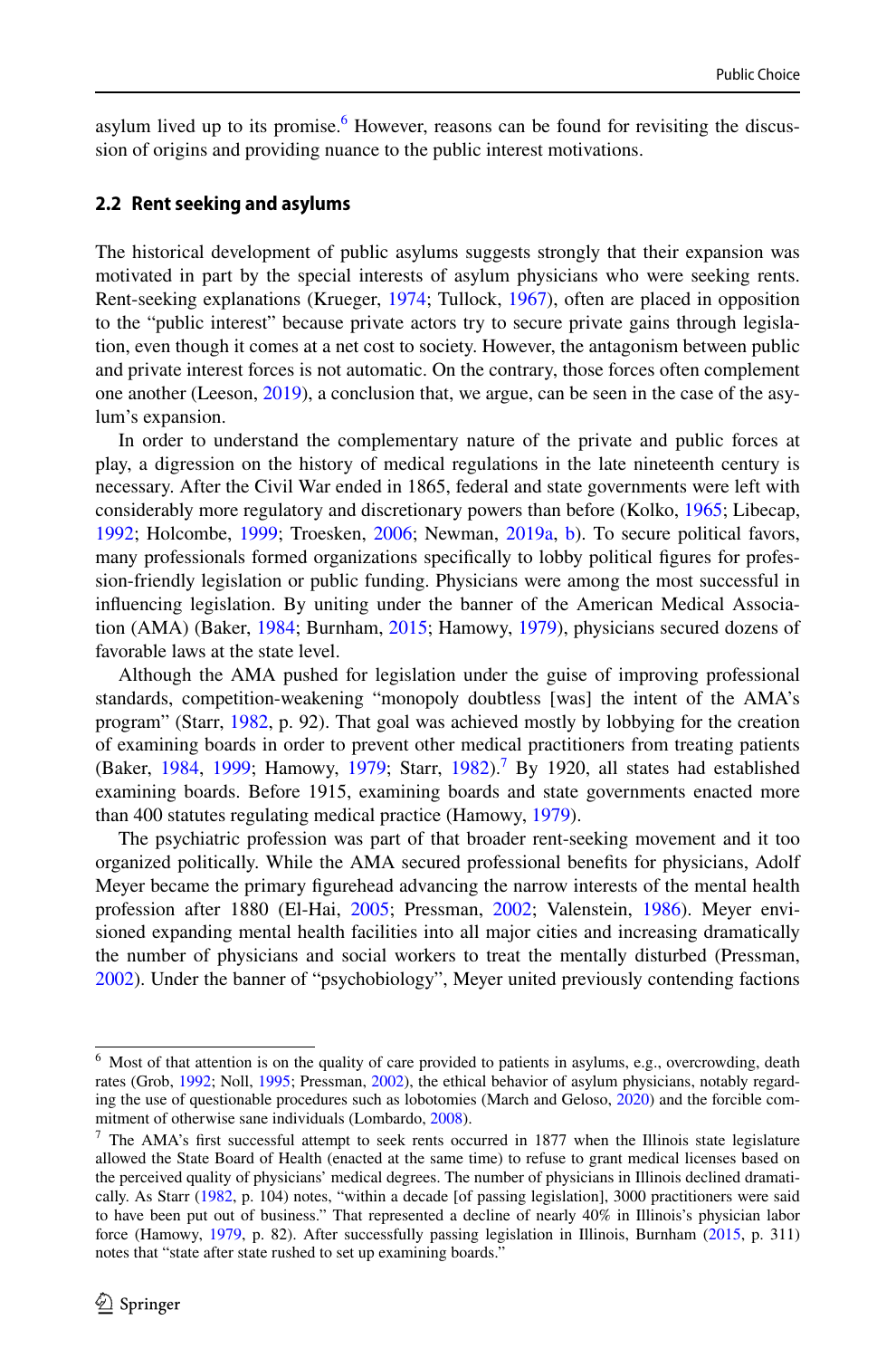asylum lived up to its promise.[6] However, reasons can be found for revisiting the discussion of origins and providing nuance to the public interest motivations.

### 2.2 Rent seeking and asylums

The historical development of public asylums suggests strongly that their expansion was motivated in part by the special interests of asylum physicians who were seeking rents. Rent-seeking explanations (Krueger, 1974; Tullock, 1967), often are placed in opposition to the "public interest" because private actors try to secure private gains through legislation, even though it comes at a net cost to society. However, the antagonism between public and private interest forces is not automatic. On the contrary, those forces often complement one another (Leeson, 2019), a conclusion that, we argue, can be seen in the case of the asylum's expansion.

In order to understand the complementary nature of the private and public forces at play, a digression on the history of medical regulations in the late nineteenth century is necessary. After the Civil War ended in 1865, federal and state governments were left with considerably more regulatory and discretionary powers than before (Kolko, 1965; Libecap, 1992; Holcombe, 1999; Troesken, 2006; Newman, 2019a, b). To secure political favors, many professionals formed organizations specifically to lobby political figures for profession-friendly legislation or public funding. Physicians were among the most successful in influencing legislation. By uniting under the banner of the American Medical Association (AMA) (Baker, 1984; Burnham, 2015; Hamowy, 1979), physicians secured dozens of favorable laws at the state level.

Although the AMA pushed for legislation under the guise of improving professional standards, competition-weakening "monopoly doubtless [was] the intent of the AMA's program" (Starr, 1982, p. 92). That goal was achieved mostly by lobbying for the creation of examining boards in order to prevent other medical practitioners from treating patients (Baker, 1984, 1999; Hamowy, 1979; Starr, 1982).[7] By 1920, all states had established examining boards. Before 1915, examining boards and state governments enacted more than 400 statutes regulating medical practice (Hamowy, 1979).

The psychiatric profession was part of that broader rent-seeking movement and it too organized politically. While the AMA secured professional benefits for physicians, Adolf Meyer became the primary figurehead advancing the narrow interests of the mental health profession after 1880 (El-Hai, 2005; Pressman, 2002; Valenstein, 1986). Meyer envisioned expanding mental health facilities into all major cities and increasing dramatically the number of physicians and social workers to treat the mentally disturbed (Pressman, 2002). Under the banner of "psychobiology", Meyer united previously contending factions

---

[6] Most of that attention is on the quality of care provided to patients in asylums, e.g., overcrowding, death rates (Grob, 1992; Noll, 1995; Pressman, 2002), the ethical behavior of asylum physicians, notably regarding the use of questionable procedures such as lobotomies (March and Geloso, 2020) and the forcible commitment of otherwise sane individuals (Lombardo, 2008).

[7] The AMA's first successful attempt to seek rents occurred in 1877 when the Illinois state legislature allowed the State Board of Health (enacted at the same time) to refuse to grant medical licenses based on the perceived quality of physicians' medical degrees. The number of physicians in Illinois declined dramatically. As Starr (1982, p. 104) notes, "within a decade [of passing legislation], 3000 practitioners were said to have been put out of business." That represented a decline of nearly 40% in Illinois's physician labor force (Hamowy, 1979, p. 82). After successfully passing legislation in Illinois, Burnham (2015, p. 311) notes that "state after state rushed to set up examining boards."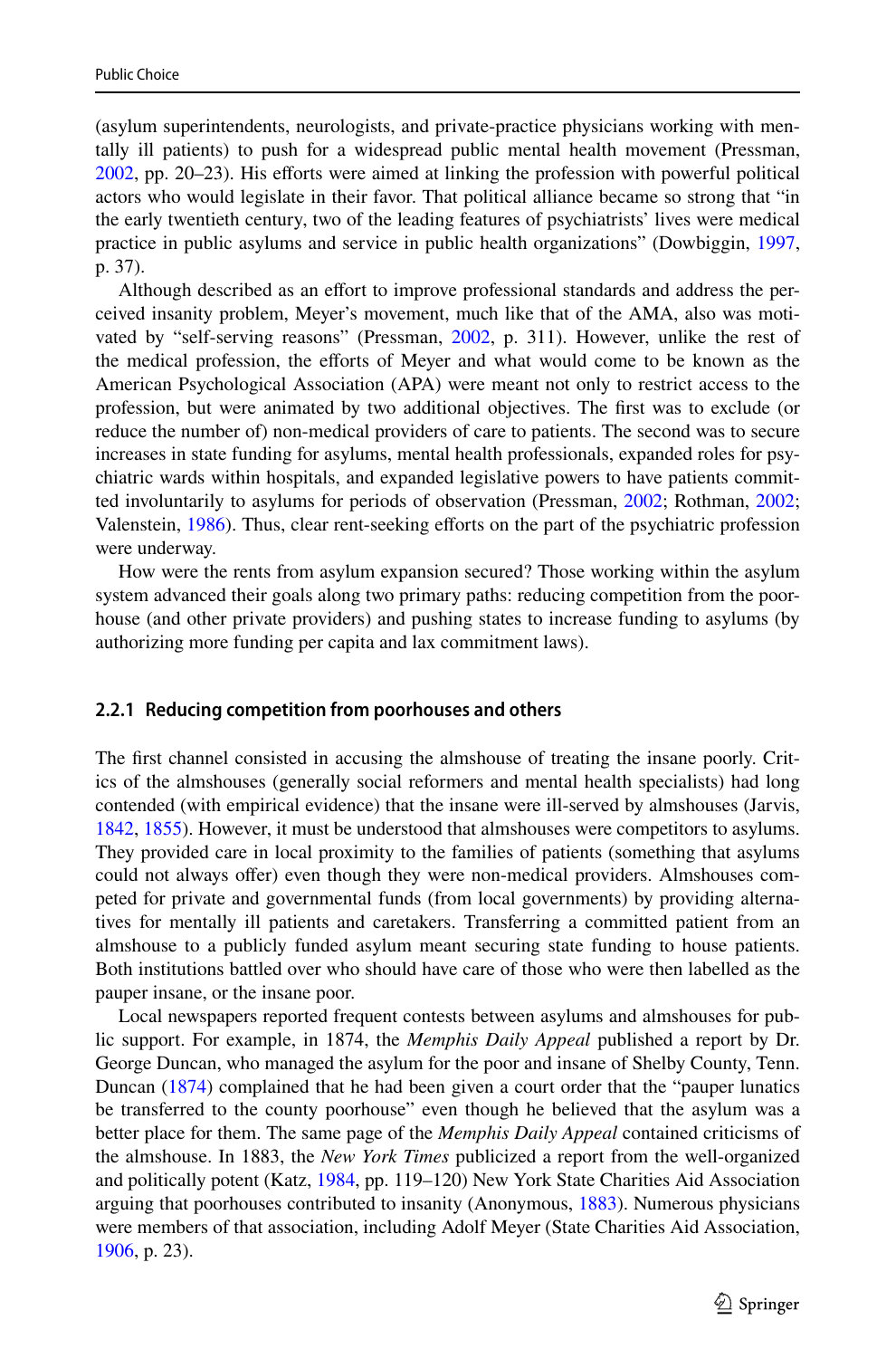(asylum superintendents, neurologists, and private-practice physicians working with mentally ill patients) to push for a widespread public mental health movement (Pressman, 2002, pp. 20–23). His efforts were aimed at linking the profession with powerful political actors who would legislate in their favor. That political alliance became so strong that "in the early twentieth century, two of the leading features of psychiatrists' lives were medical practice in public asylums and service in public health organizations" (Dowbiggin, 1997, p. 37).

Although described as an effort to improve professional standards and address the perceived insanity problem, Meyer's movement, much like that of the AMA, also was motivated by "self-serving reasons" (Pressman, 2002, p. 311). However, unlike the rest of the medical profession, the efforts of Meyer and what would come to be known as the American Psychological Association (APA) were meant not only to restrict access to the profession, but were animated by two additional objectives. The first was to exclude (or reduce the number of) non-medical providers of care to patients. The second was to secure increases in state funding for asylums, mental health professionals, expanded roles for psychiatric wards within hospitals, and expanded legislative powers to have patients committed involuntarily to asylums for periods of observation (Pressman, 2002; Rothman, 2002; Valenstein, 1986). Thus, clear rent-seeking efforts on the part of the psychiatric profession were underway.

How were the rents from asylum expansion secured? Those working within the asylum system advanced their goals along two primary paths: reducing competition from the poorhouse (and other private providers) and pushing states to increase funding to asylums (by authorizing more funding per capita and lax commitment laws).

### 2.2.1 Reducing competition from poorhouses and others

The first channel consisted in accusing the almshouse of treating the insane poorly. Critics of the almshouses (generally social reformers and mental health specialists) had long contended (with empirical evidence) that the insane were ill-served by almshouses (Jarvis, 1842, 1855). However, it must be understood that almshouses were competitors to asylums. They provided care in local proximity to the families of patients (something that asylums could not always offer) even though they were non-medical providers. Almshouses competed for private and governmental funds (from local governments) by providing alternatives for mentally ill patients and caretakers. Transferring a committed patient from an almshouse to a publicly funded asylum meant securing state funding to house patients. Both institutions battled over who should have care of those who were then labelled as the pauper insane, or the insane poor.

Local newspapers reported frequent contests between asylums and almshouses for public support. For example, in 1874, the *Memphis Daily Appeal* published a report by Dr. George Duncan, who managed the asylum for the poor and insane of Shelby County, Tenn. Duncan (1874) complained that he had been given a court order that the "pauper lunatics be transferred to the county poorhouse" even though he believed that the asylum was a better place for them. The same page of the *Memphis Daily Appeal* contained criticisms of the almshouse. In 1883, the *New York Times* publicized a report from the well-organized and politically potent (Katz, 1984, pp. 119–120) New York State Charities Aid Association arguing that poorhouses contributed to insanity (Anonymous, 1883). Numerous physicians were members of that association, including Adolf Meyer (State Charities Aid Association, 1906, p. 23).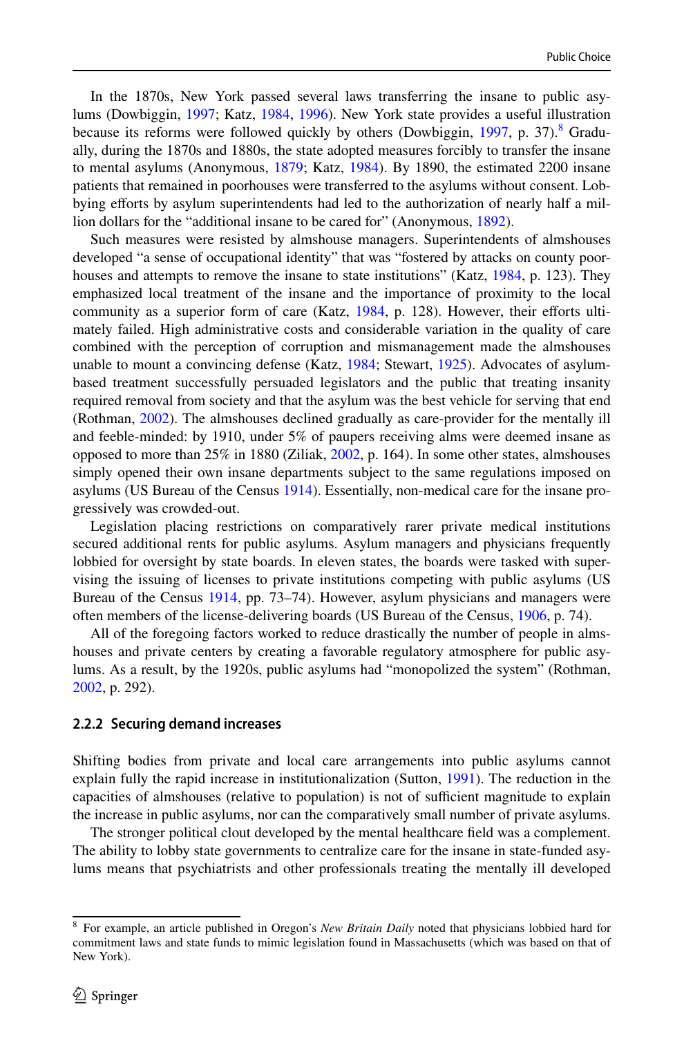In the 1870s, New York passed several laws transferring the insane to public asylums (Dowbiggin, 1997; Katz, 1984, 1996). New York state provides a useful illustration because its reforms were followed quickly by others (Dowbiggin, 1997, p. 37).[8] Gradually, during the 1870s and 1880s, the state adopted measures forcibly to transfer the insane to mental asylums (Anonymous, 1879; Katz, 1984). By 1890, the estimated 2200 insane patients that remained in poorhouses were transferred to the asylums without consent. Lobbying efforts by asylum superintendents had led to the authorization of nearly half a million dollars for the "additional insane to be cared for" (Anonymous, 1892).

Such measures were resisted by almshouse managers. Superintendents of almshouses developed "a sense of occupational identity" that was "fostered by attacks on county poorhouses and attempts to remove the insane to state institutions" (Katz, 1984, p. 123). They emphasized local treatment of the insane and the importance of proximity to the local community as a superior form of care (Katz, 1984, p. 128). However, their efforts ultimately failed. High administrative costs and considerable variation in the quality of care combined with the perception of corruption and mismanagement made the almshouses unable to mount a convincing defense (Katz, 1984; Stewart, 1925). Advocates of asylum-based treatment successfully persuaded legislators and the public that treating insanity required removal from society and that the asylum was the best vehicle for serving that end (Rothman, 2002). The almshouses declined gradually as care-provider for the mentally ill and feeble-minded: by 1910, under 5% of paupers receiving alms were deemed insane as opposed to more than 25% in 1880 (Ziliak, 2002, p. 164). In some other states, almshouses simply opened their own insane departments subject to the same regulations imposed on asylums (US Bureau of the Census 1914). Essentially, non-medical care for the insane progressively was crowded-out.

Legislation placing restrictions on comparatively rarer private medical institutions secured additional rents for public asylums. Asylum managers and physicians frequently lobbied for oversight by state boards. In eleven states, the boards were tasked with supervising the issuing of licenses to private institutions competing with public asylums (US Bureau of the Census 1914, pp. 73–74). However, asylum physicians and managers were often members of the license-delivering boards (US Bureau of the Census, 1906, p. 74).

All of the foregoing factors worked to reduce drastically the number of people in almshouses and private centers by creating a favorable regulatory atmosphere for public asylums. As a result, by the 1920s, public asylums had "monopolized the system" (Rothman, 2002, p. 292).

### 2.2.2 Securing demand increases

Shifting bodies from private and local care arrangements into public asylums cannot explain fully the rapid increase in institutionalization (Sutton, 1991). The reduction in the capacities of almshouses (relative to population) is not of sufficient magnitude to explain the increase in public asylums, nor can the comparatively small number of private asylums.

The stronger political clout developed by the mental healthcare field was a complement. The ability to lobby state governments to centralize care for the insane in state-funded asylums means that psychiatrists and other professionals treating the mentally ill developed

---

[8] For example, an article published in Oregon's *New Britain Daily* noted that physicians lobbied hard for commitment laws and state funds to mimic legislation found in Massachusetts (which was based on that of New York).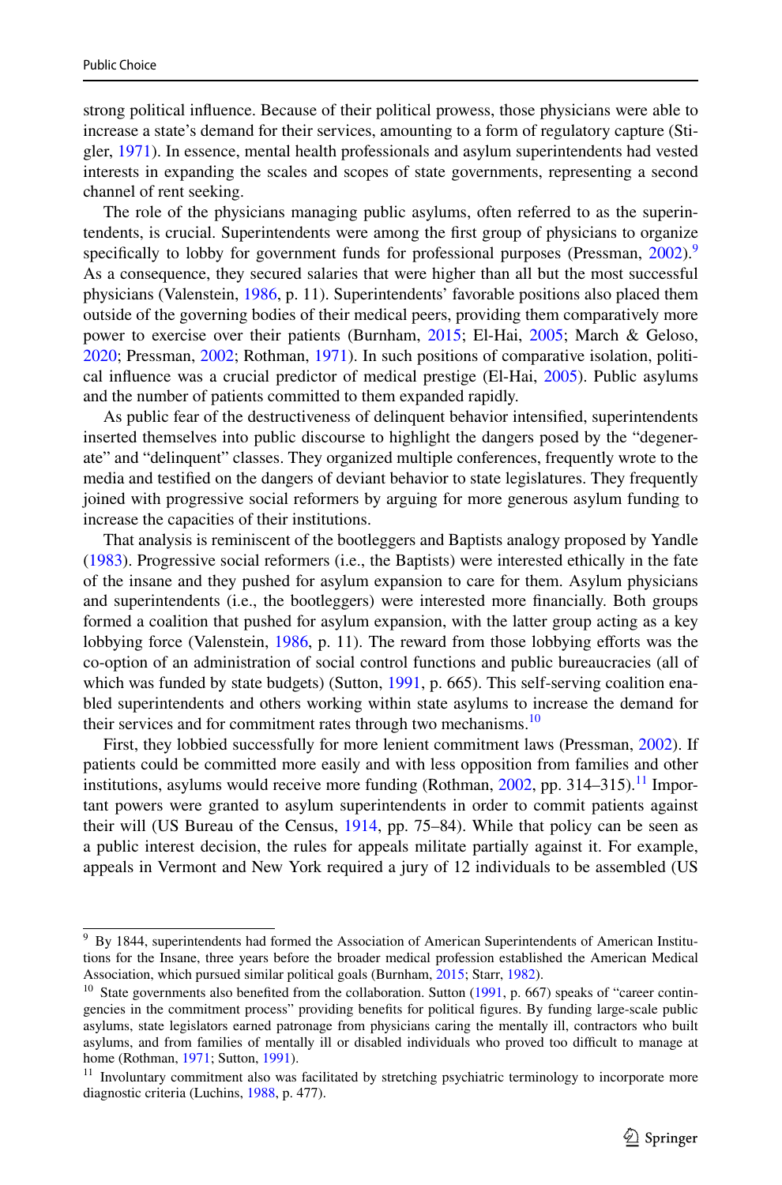strong political influence. Because of their political prowess, those physicians were able to increase a state's demand for their services, amounting to a form of regulatory capture (Stigler, 1971). In essence, mental health professionals and asylum superintendents had vested interests in expanding the scales and scopes of state governments, representing a second channel of rent seeking.

The role of the physicians managing public asylums, often referred to as the superintendents, is crucial. Superintendents were among the first group of physicians to organize specifically to lobby for government funds for professional purposes (Pressman, 2002).[9] As a consequence, they secured salaries that were higher than all but the most successful physicians (Valenstein, 1986, p. 11). Superintendents' favorable positions also placed them outside of the governing bodies of their medical peers, providing them comparatively more power to exercise over their patients (Burnham, 2015; El-Hai, 2005; March & Geloso, 2020; Pressman, 2002; Rothman, 1971). In such positions of comparative isolation, political influence was a crucial predictor of medical prestige (El-Hai, 2005). Public asylums and the number of patients committed to them expanded rapidly.

As public fear of the destructiveness of delinquent behavior intensified, superintendents inserted themselves into public discourse to highlight the dangers posed by the "degenerate" and "delinquent" classes. They organized multiple conferences, frequently wrote to the media and testified on the dangers of deviant behavior to state legislatures. They frequently joined with progressive social reformers by arguing for more generous asylum funding to increase the capacities of their institutions.

That analysis is reminiscent of the bootleggers and Baptists analogy proposed by Yandle (1983). Progressive social reformers (i.e., the Baptists) were interested ethically in the fate of the insane and they pushed for asylum expansion to care for them. Asylum physicians and superintendents (i.e., the bootleggers) were interested more financially. Both groups formed a coalition that pushed for asylum expansion, with the latter group acting as a key lobbying force (Valenstein, 1986, p. 11). The reward from those lobbying efforts was the co-option of an administration of social control functions and public bureaucracies (all of which was funded by state budgets) (Sutton, 1991, p. 665). This self-serving coalition enabled superintendents and others working within state asylums to increase the demand for their services and for commitment rates through two mechanisms.[10]

First, they lobbied successfully for more lenient commitment laws (Pressman, 2002). If patients could be committed more easily and with less opposition from families and other institutions, asylums would receive more funding (Rothman, 2002, pp. 314–315).[11] Important powers were granted to asylum superintendents in order to commit patients against their will (US Bureau of the Census, 1914, pp. 75–84). While that policy can be seen as a public interest decision, the rules for appeals militate partially against it. For example, appeals in Vermont and New York required a jury of 12 individuals to be assembled (US

---

[9] By 1844, superintendents had formed the Association of American Superintendents of American Institutions for the Insane, three years before the broader medical profession established the American Medical Association, which pursued similar political goals (Burnham, 2015; Starr, 1982).

[10] State governments also benefited from the collaboration. Sutton (1991, p. 667) speaks of "career contingencies in the commitment process" providing benefits for political figures. By funding large-scale public asylums, state legislators earned patronage from physicians caring the mentally ill, contractors who built asylums, and from families of mentally ill or disabled individuals who proved too difficult to manage at home (Rothman, 1971; Sutton, 1991).

[11] Involuntary commitment also was facilitated by stretching psychiatric terminology to incorporate more diagnostic criteria (Luchins, 1988, p. 477).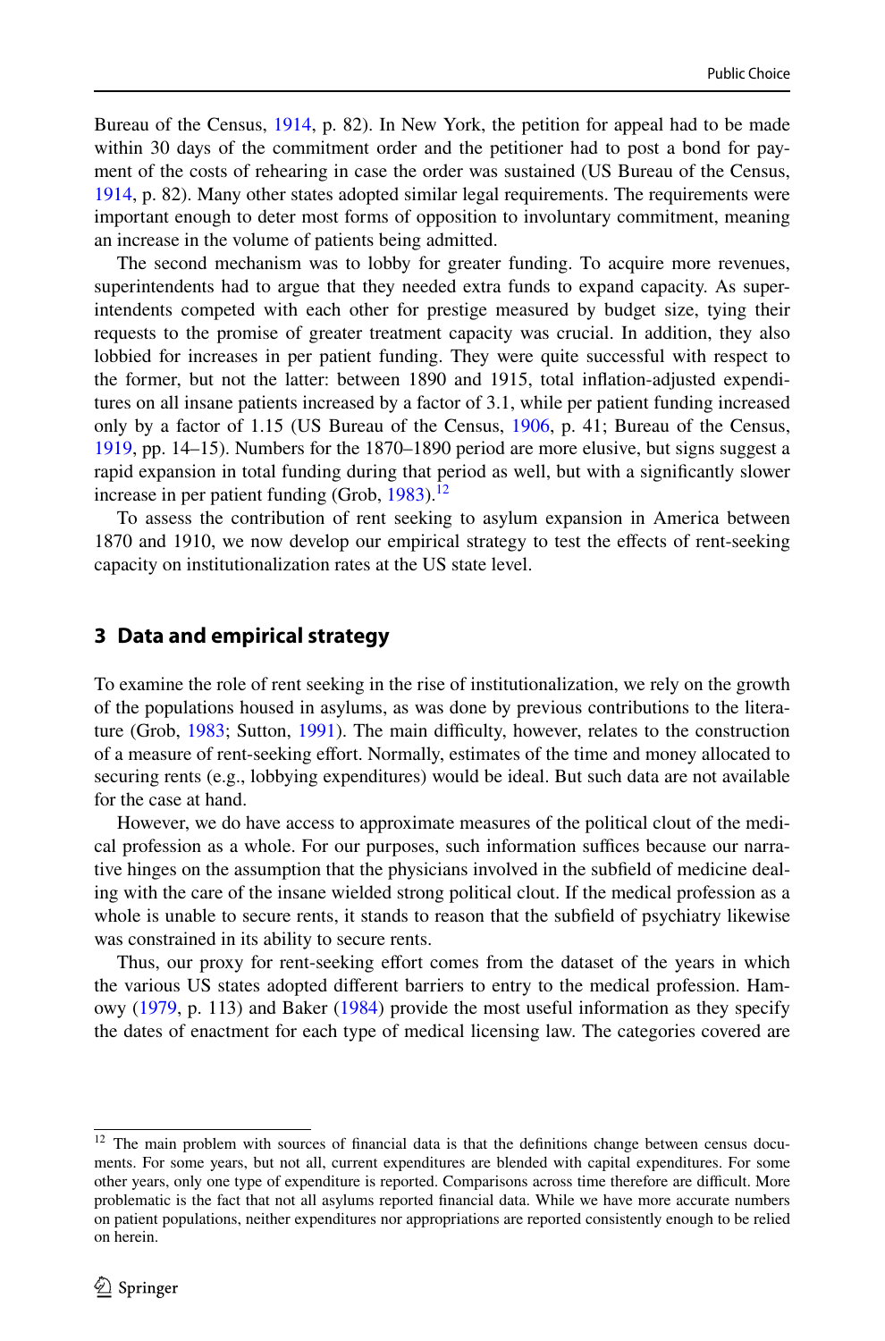Bureau of the Census, 1914, p. 82). In New York, the petition for appeal had to be made within 30 days of the commitment order and the petitioner had to post a bond for payment of the costs of rehearing in case the order was sustained (US Bureau of the Census, 1914, p. 82). Many other states adopted similar legal requirements. The requirements were important enough to deter most forms of opposition to involuntary commitment, meaning an increase in the volume of patients being admitted.

The second mechanism was to lobby for greater funding. To acquire more revenues, superintendents had to argue that they needed extra funds to expand capacity. As superintendents competed with each other for prestige measured by budget size, tying their requests to the promise of greater treatment capacity was crucial. In addition, they also lobbied for increases in per patient funding. They were quite successful with respect to the former, but not the latter: between 1890 and 1915, total inflation-adjusted expenditures on all insane patients increased by a factor of 3.1, while per patient funding increased only by a factor of 1.15 (US Bureau of the Census, 1906, p. 41; Bureau of the Census, 1919, pp. 14–15). Numbers for the 1870–1890 period are more elusive, but signs suggest a rapid expansion in total funding during that period as well, but with a significantly slower increase in per patient funding (Grob, 1983).[12]

To assess the contribution of rent seeking to asylum expansion in America between 1870 and 1910, we now develop our empirical strategy to test the effects of rent-seeking capacity on institutionalization rates at the US state level.

## 3 Data and empirical strategy

To examine the role of rent seeking in the rise of institutionalization, we rely on the growth of the populations housed in asylums, as was done by previous contributions to the literature (Grob, 1983; Sutton, 1991). The main difficulty, however, relates to the construction of a measure of rent-seeking effort. Normally, estimates of the time and money allocated to securing rents (e.g., lobbying expenditures) would be ideal. But such data are not available for the case at hand.

However, we do have access to approximate measures of the political clout of the medical profession as a whole. For our purposes, such information suffices because our narrative hinges on the assumption that the physicians involved in the subfield of medicine dealing with the care of the insane wielded strong political clout. If the medical profession as a whole is unable to secure rents, it stands to reason that the subfield of psychiatry likewise was constrained in its ability to secure rents.

Thus, our proxy for rent-seeking effort comes from the dataset of the years in which the various US states adopted different barriers to entry to the medical profession. Hamowy (1979, p. 113) and Baker (1984) provide the most useful information as they specify the dates of enactment for each type of medical licensing law. The categories covered are

[12] The main problem with sources of financial data is that the definitions change between census documents. For some years, but not all, current expenditures are blended with capital expenditures. For some other years, only one type of expenditure is reported. Comparisons across time therefore are difficult. More problematic is the fact that not all asylums reported financial data. While we have more accurate numbers on patient populations, neither expenditures nor appropriations are reported consistently enough to be relied on herein.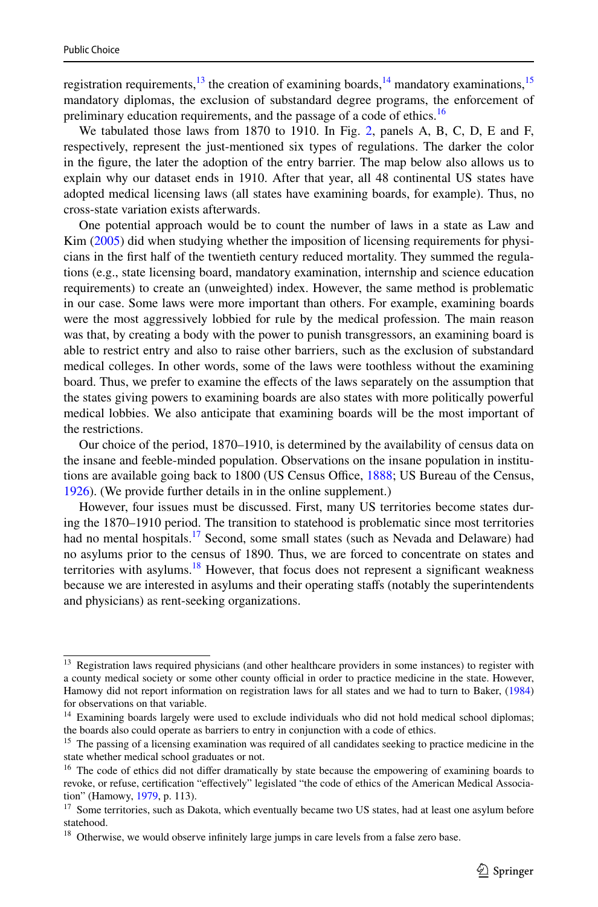registration requirements,[13] the creation of examining boards,[14] mandatory examinations,[15] mandatory diplomas, the exclusion of substandard degree programs, the enforcement of preliminary education requirements, and the passage of a code of ethics.[16]

We tabulated those laws from 1870 to 1910. In Fig. 2, panels A, B, C, D, E and F, respectively, represent the just-mentioned six types of regulations. The darker the color in the figure, the later the adoption of the entry barrier. The map below also allows us to explain why our dataset ends in 1910. After that year, all 48 continental US states have adopted medical licensing laws (all states have examining boards, for example). Thus, no cross-state variation exists afterwards.

One potential approach would be to count the number of laws in a state as Law and Kim (2005) did when studying whether the imposition of licensing requirements for physicians in the first half of the twentieth century reduced mortality. They summed the regulations (e.g., state licensing board, mandatory examination, internship and science education requirements) to create an (unweighted) index. However, the same method is problematic in our case. Some laws were more important than others. For example, examining boards were the most aggressively lobbied for rule by the medical profession. The main reason was that, by creating a body with the power to punish transgressors, an examining board is able to restrict entry and also to raise other barriers, such as the exclusion of substandard medical colleges. In other words, some of the laws were toothless without the examining board. Thus, we prefer to examine the effects of the laws separately on the assumption that the states giving powers to examining boards are also states with more politically powerful medical lobbies. We also anticipate that examining boards will be the most important of the restrictions.

Our choice of the period, 1870–1910, is determined by the availability of census data on the insane and feeble-minded population. Observations on the insane population in institutions are available going back to 1800 (US Census Office, 1888; US Bureau of the Census, 1926). (We provide further details in in the online supplement.)

However, four issues must be discussed. First, many US territories become states during the 1870–1910 period. The transition to statehood is problematic since most territories had no mental hospitals.[17] Second, some small states (such as Nevada and Delaware) had no asylums prior to the census of 1890. Thus, we are forced to concentrate on states and territories with asylums.[18] However, that focus does not represent a significant weakness because we are interested in asylums and their operating staffs (notably the superintendents and physicians) as rent-seeking organizations.

---

[13] Registration laws required physicians (and other healthcare providers in some instances) to register with a county medical society or some other county official in order to practice medicine in the state. However, Hamowy did not report information on registration laws for all states and we had to turn to Baker, (1984) for observations on that variable.

[14] Examining boards largely were used to exclude individuals who did not hold medical school diplomas; the boards also could operate as barriers to entry in conjunction with a code of ethics.

[15] The passing of a licensing examination was required of all candidates seeking to practice medicine in the state whether medical school graduates or not.

[16] The code of ethics did not differ dramatically by state because the empowering of examining boards to revoke, or refuse, certification "effectively" legislated "the code of ethics of the American Medical Association" (Hamowy, 1979, p. 113).

[17] Some territories, such as Dakota, which eventually became two US states, had at least one asylum before statehood.

[18] Otherwise, we would observe infinitely large jumps in care levels from a false zero base.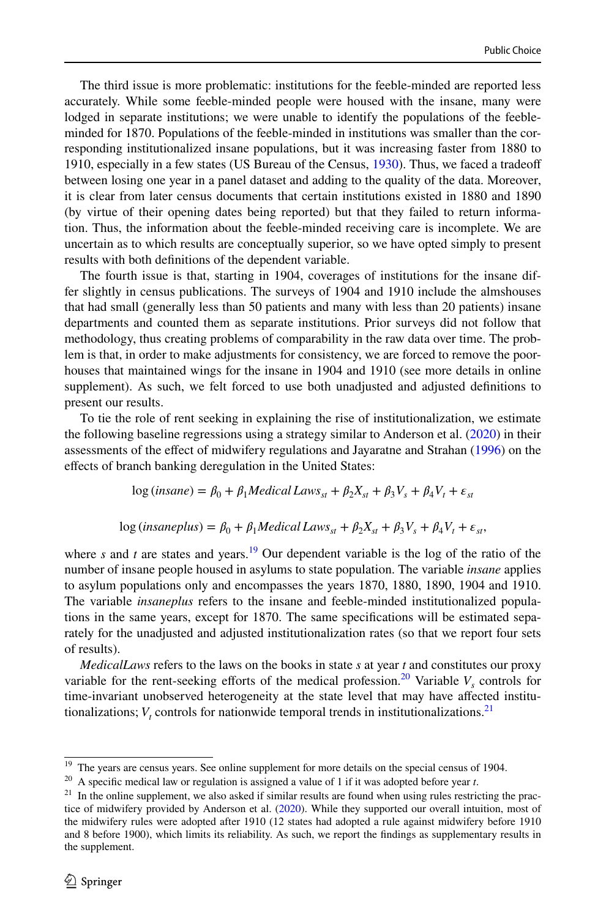The third issue is more problematic: institutions for the feeble-minded are reported less accurately. While some feeble-minded people were housed with the insane, many were lodged in separate institutions; we were unable to identify the populations of the feeble-minded for 1870. Populations of the feeble-minded in institutions was smaller than the corresponding institutionalized insane populations, but it was increasing faster from 1880 to 1910, especially in a few states (US Bureau of the Census, 1930). Thus, we faced a tradeoff between losing one year in a panel dataset and adding to the quality of the data. Moreover, it is clear from later census documents that certain institutions existed in 1880 and 1890 (by virtue of their opening dates being reported) but that they failed to return information. Thus, the information about the feeble-minded receiving care is incomplete. We are uncertain as to which results are conceptually superior, so we have opted simply to present results with both definitions of the dependent variable.

The fourth issue is that, starting in 1904, coverages of institutions for the insane differ slightly in census publications. The surveys of 1904 and 1910 include the almshouses that had small (generally less than 50 patients and many with less than 20 patients) insane departments and counted them as separate institutions. Prior surveys did not follow that methodology, thus creating problems of comparability in the raw data over time. The problem is that, in order to make adjustments for consistency, we are forced to remove the poorhouses that maintained wings for the insane in 1904 and 1910 (see more details in online supplement). As such, we felt forced to use both unadjusted and adjusted definitions to present our results.

To tie the role of rent seeking in explaining the rise of institutionalization, we estimate the following baseline regressions using a strategy similar to Anderson et al. (2020) in their assessments of the effect of midwifery regulations and Jayaratne and Strahan (1996) on the effects of branch banking deregulation in the United States:

$$\log(insane) = \beta_0 + \beta_1 Medical\,Laws_{st} + \beta_2 X_{st} + \beta_3 V_s + \beta_4 V_t + \varepsilon_{st}$$

$$\log(insaneplus) = \beta_0 + \beta_1 Medical\,Laws_{st} + \beta_2 X_{st} + \beta_3 V_s + \beta_4 V_t + \varepsilon_{st},$$

where $s$ and $t$ are states and years.[19] Our dependent variable is the log of the ratio of the number of insane people housed in asylums to state population. The variable *insane* applies to asylum populations only and encompasses the years 1870, 1880, 1890, 1904 and 1910. The variable *insaneplus* refers to the insane and feeble-minded institutionalized populations in the same years, except for 1870. The same specifications will be estimated separately for the unadjusted and adjusted institutionalization rates (so that we report four sets of results).

*MedicalLaws* refers to the laws on the books in state $s$ at year $t$ and constitutes our proxy variable for the rent-seeking efforts of the medical profession.[20] Variable $V_s$ controls for time-invariant unobserved heterogeneity at the state level that may have affected institutionalizations; $V_t$ controls for nationwide temporal trends in institutionalizations.[21]

---

[19] The years are census years. See online supplement for more details on the special census of 1904.

[20] A specific medical law or regulation is assigned a value of 1 if it was adopted before year $t$.

[21] In the online supplement, we also asked if similar results are found when using rules restricting the practice of midwifery provided by Anderson et al. (2020). While they supported our overall intuition, most of the midwifery rules were adopted after 1910 (12 states had adopted a rule against midwifery before 1910 and 8 before 1900), which limits its reliability. As such, we report the findings as supplementary results in the supplement.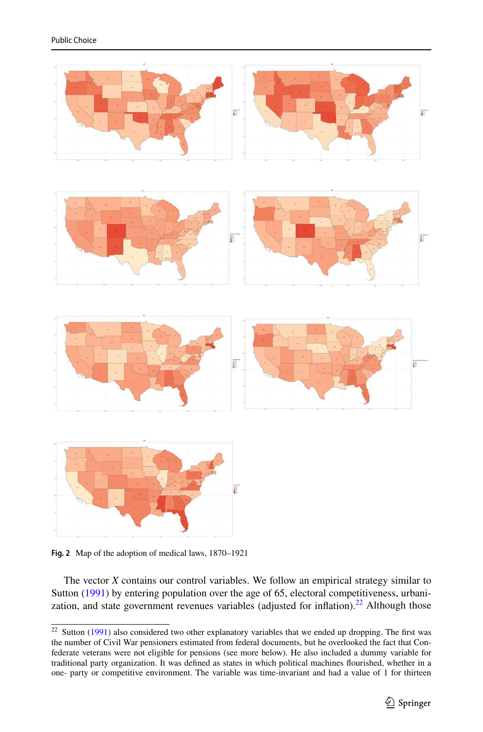Fig. 2 Map of the adoption of medical laws, 1870–1921

The vector *X* contains our control variables. We follow an empirical strategy similar to Sutton (1991) by entering population over the age of 65, electoral competitiveness, urbanization, and state government revenues variables (adjusted for inflation).[22] Although those

[22] Sutton (1991) also considered two other explanatory variables that we ended up dropping. The first was the number of Civil War pensioners estimated from federal documents, but he overlooked the fact that Confederate veterans were not eligible for pensions (see more below). He also included a dummy variable for traditional party organization. It was defined as states in which political machines flourished, whether in a one- party or competitive environment. The variable was time-invariant and had a value of 1 for thirteen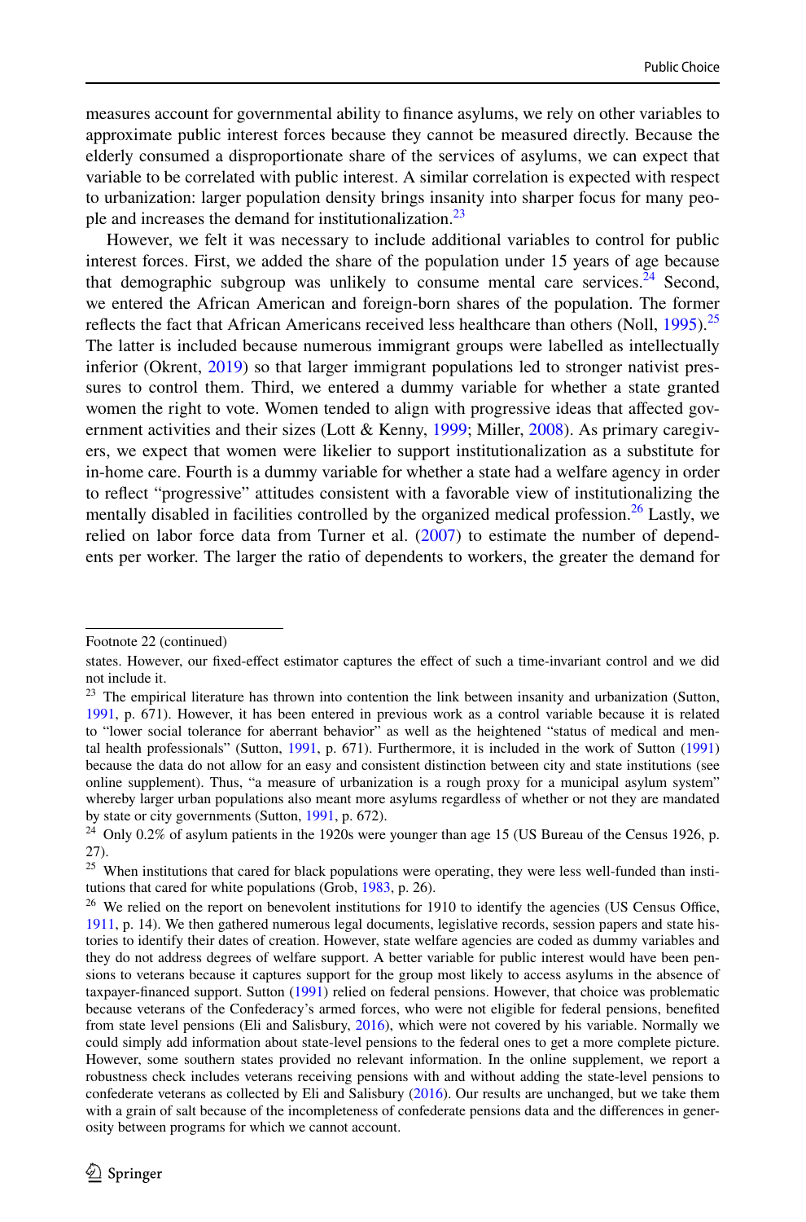measures account for governmental ability to finance asylums, we rely on other variables to approximate public interest forces because they cannot be measured directly. Because the elderly consumed a disproportionate share of the services of asylums, we can expect that variable to be correlated with public interest. A similar correlation is expected with respect to urbanization: larger population density brings insanity into sharper focus for many people and increases the demand for institutionalization.[23]

However, we felt it was necessary to include additional variables to control for public interest forces. First, we added the share of the population under 15 years of age because that demographic subgroup was unlikely to consume mental care services.[24] Second, we entered the African American and foreign-born shares of the population. The former reflects the fact that African Americans received less healthcare than others (Noll, 1995).[25] The latter is included because numerous immigrant groups were labelled as intellectually inferior (Okrent, 2019) so that larger immigrant populations led to stronger nativist pressures to control them. Third, we entered a dummy variable for whether a state granted women the right to vote. Women tended to align with progressive ideas that affected government activities and their sizes (Lott & Kenny, 1999; Miller, 2008). As primary caregivers, we expect that women were likelier to support institutionalization as a substitute for in-home care. Fourth is a dummy variable for whether a state had a welfare agency in order to reflect "progressive" attitudes consistent with a favorable view of institutionalizing the mentally disabled in facilities controlled by the organized medical profession.[26] Lastly, we relied on labor force data from Turner et al. (2007) to estimate the number of dependents per worker. The larger the ratio of dependents to workers, the greater the demand for

---

Footnote 22 (continued)

states. However, our fixed-effect estimator captures the effect of such a time-invariant control and we did not include it.

[23] The empirical literature has thrown into contention the link between insanity and urbanization (Sutton, 1991, p. 671). However, it has been entered in previous work as a control variable because it is related to "lower social tolerance for aberrant behavior" as well as the heightened "status of medical and mental health professionals" (Sutton, 1991, p. 671). Furthermore, it is included in the work of Sutton (1991) because the data do not allow for an easy and consistent distinction between city and state institutions (see online supplement). Thus, "a measure of urbanization is a rough proxy for a municipal asylum system" whereby larger urban populations also meant more asylums regardless of whether or not they are mandated by state or city governments (Sutton, 1991, p. 672).

[24] Only 0.2% of asylum patients in the 1920s were younger than age 15 (US Bureau of the Census 1926, p. 27).

[25] When institutions that cared for black populations were operating, they were less well-funded than institutions that cared for white populations (Grob, 1983, p. 26).

[26] We relied on the report on benevolent institutions for 1910 to identify the agencies (US Census Office, 1911, p. 14). We then gathered numerous legal documents, legislative records, session papers and state histories to identify their dates of creation. However, state welfare agencies are coded as dummy variables and they do not address degrees of welfare support. A better variable for public interest would have been pensions to veterans because it captures support for the group most likely to access asylums in the absence of taxpayer-financed support. Sutton (1991) relied on federal pensions. However, that choice was problematic because veterans of the Confederacy's armed forces, who were not eligible for federal pensions, benefited from state level pensions (Eli and Salisbury, 2016), which were not covered by his variable. Normally we could simply add information about state-level pensions to the federal ones to get a more complete picture. However, some southern states provided no relevant information. In the online supplement, we report a robustness check includes veterans receiving pensions with and without adding the state-level pensions to confederate veterans as collected by Eli and Salisbury (2016). Our results are unchanged, but we take them with a grain of salt because of the incompleteness of confederate pensions data and the differences in generosity between programs for which we cannot account.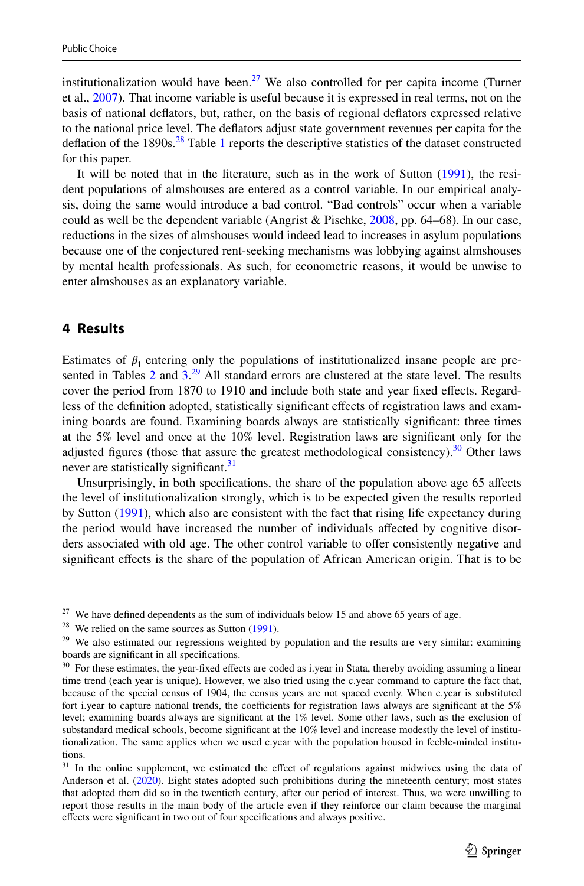institutionalization would have been.[27] We also controlled for per capita income (Turner et al., 2007). That income variable is useful because it is expressed in real terms, not on the basis of national deflators, but, rather, on the basis of regional deflators expressed relative to the national price level. The deflators adjust state government revenues per capita for the deflation of the 1890s.[28] Table 1 reports the descriptive statistics of the dataset constructed for this paper.

It will be noted that in the literature, such as in the work of Sutton (1991), the resident populations of almshouses are entered as a control variable. In our empirical analysis, doing the same would introduce a bad control. "Bad controls" occur when a variable could as well be the dependent variable (Angrist & Pischke, 2008, pp. 64–68). In our case, reductions in the sizes of almshouses would indeed lead to increases in asylum populations because one of the conjectured rent-seeking mechanisms was lobbying against almshouses by mental health professionals. As such, for econometric reasons, it would be unwise to enter almshouses as an explanatory variable.

## 4 Results

Estimates of $\beta_1$ entering only the populations of institutionalized insane people are presented in Tables 2 and 3.[29] All standard errors are clustered at the state level. The results cover the period from 1870 to 1910 and include both state and year fixed effects. Regardless of the definition adopted, statistically significant effects of registration laws and examining boards are found. Examining boards always are statistically significant: three times at the 5% level and once at the 10% level. Registration laws are significant only for the adjusted figures (those that assure the greatest methodological consistency).[30] Other laws never are statistically significant.[31]

Unsurprisingly, in both specifications, the share of the population above age 65 affects the level of institutionalization strongly, which is to be expected given the results reported by Sutton (1991), which also are consistent with the fact that rising life expectancy during the period would have increased the number of individuals affected by cognitive disorders associated with old age. The other control variable to offer consistently negative and significant effects is the share of the population of African American origin. That is to be

---

[27] We have defined dependents as the sum of individuals below 15 and above 65 years of age.

[28] We relied on the same sources as Sutton (1991).

[29] We also estimated our regressions weighted by population and the results are very similar: examining boards are significant in all specifications.

[30] For these estimates, the year-fixed effects are coded as i.year in Stata, thereby avoiding assuming a linear time trend (each year is unique). However, we also tried using the c.year command to capture the fact that, because of the special census of 1904, the census years are not spaced evenly. When c.year is substituted fort i.year to capture national trends, the coefficients for registration laws always are significant at the 5% level; examining boards always are significant at the 1% level. Some other laws, such as the exclusion of substandard medical schools, become significant at the 10% level and increase modestly the level of institutionalization. The same applies when we used c.year with the population housed in feeble-minded institutions.

[31] In the online supplement, we estimated the effect of regulations against midwives using the data of Anderson et al. (2020). Eight states adopted such prohibitions during the nineteenth century; most states that adopted them did so in the twentieth century, after our period of interest. Thus, we were unwilling to report those results in the main body of the article even if they reinforce our claim because the marginal effects were significant in two out of four specifications and always positive.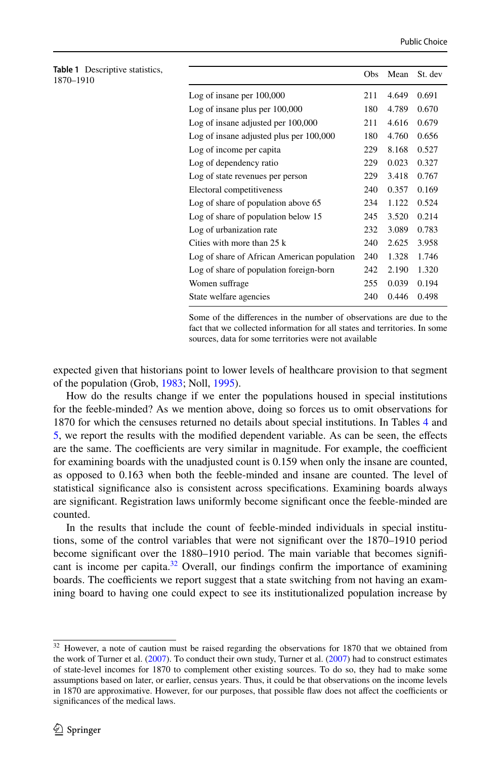**Table 1** Descriptive statistics, 1870–1910

| | Obs | Mean | St. dev |
|---|---|---|---|
| Log of insane per 100,000 | 211 | 4.649 | 0.691 |
| Log of insane plus per 100,000 | 180 | 4.789 | 0.670 |
| Log of insane adjusted per 100,000 | 211 | 4.616 | 0.679 |
| Log of insane adjusted plus per 100,000 | 180 | 4.760 | 0.656 |
| Log of income per capita | 229 | 8.168 | 0.527 |
| Log of dependency ratio | 229 | 0.023 | 0.327 |
| Log of state revenues per person | 229 | 3.418 | 0.767 |
| Electoral competitiveness | 240 | 0.357 | 0.169 |
| Log of share of population above 65 | 234 | 1.122 | 0.524 |
| Log of share of population below 15 | 245 | 3.520 | 0.214 |
| Log of urbanization rate | 232 | 3.089 | 0.783 |
| Cities with more than 25 k | 240 | 2.625 | 3.958 |
| Log of share of African American population | 240 | 1.328 | 1.746 |
| Log of share of population foreign-born | 242 | 2.190 | 1.320 |
| Women suffrage | 255 | 0.039 | 0.194 |
| State welfare agencies | 240 | 0.446 | 0.498 |

Some of the differences in the number of observations are due to the fact that we collected information for all states and territories. In some sources, data for some territories were not available

expected given that historians point to lower levels of healthcare provision to that segment of the population (Grob, 1983; Noll, 1995).

How do the results change if we enter the populations housed in special institutions for the feeble-minded? As we mention above, doing so forces us to omit observations for 1870 for which the censuses returned no details about special institutions. In Tables 4 and 5, we report the results with the modified dependent variable. As can be seen, the effects are the same. The coefficients are very similar in magnitude. For example, the coefficient for examining boards with the unadjusted count is 0.159 when only the insane are counted, as opposed to 0.163 when both the feeble-minded and insane are counted. The level of statistical significance also is consistent across specifications. Examining boards always are significant. Registration laws uniformly become significant once the feeble-minded are counted.

In the results that include the count of feeble-minded individuals in special institutions, some of the control variables that were not significant over the 1870–1910 period become significant over the 1880–1910 period. The main variable that becomes significant is income per capita.[32] Overall, our findings confirm the importance of examining boards. The coefficients we report suggest that a state switching from not having an examining board to having one could expect to see its institutionalized population increase by

[32] However, a note of caution must be raised regarding the observations for 1870 that we obtained from the work of Turner et al. (2007). To conduct their own study, Turner et al. (2007) had to construct estimates of state-level incomes for 1870 to complement other existing sources. To do so, they had to make some assumptions based on later, or earlier, census years. Thus, it could be that observations on the income levels in 1870 are approximative. However, for our purposes, that possible flaw does not affect the coefficients or significances of the medical laws.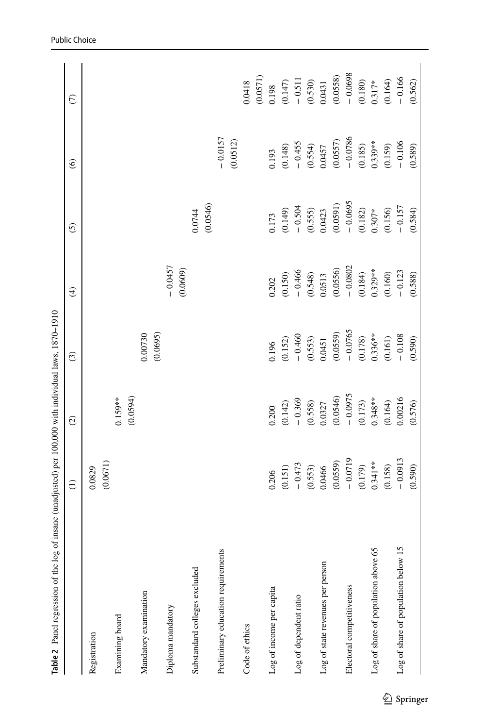**Table 2** Panel regression of the log of insane (unadjusted) per 100,000 with individual laws, 1870–1910

| | (1) | (2) | (3) | (4) | (5) | (6) | (7) |
|---|---|---|---|---|---|---|---|
| Registration | 0.0829 | | | | | | |
| | (0.0671) | | | | | | |
| Examining board | | 0.159** | | | | | |
| | | (0.0594) | | | | | |
| Mandatory examination | | | 0.00730 | | | | |
| | | | (0.0695) | | | | |
| Diploma mandatory | | | | − 0.0457 | | | |
| | | | | (0.0609) | | | |
| Substandard colleges excluded | | | | | 0.0744 | | |
| | | | | | (0.0546) | | |
| Preliminary education requirements | | | | | | − 0.0157 | |
| | | | | | | (0.0512) | |
| Code of ethics | | | | | | | 0.0418 |
| | | | | | | | (0.0571) |
| Log of income per capita | 0.206 | 0.200 | 0.196 | 0.202 | 0.173 | 0.193 | 0.198 |
| | (0.151) | (0.142) | (0.152) | (0.150) | (0.149) | (0.148) | (0.147) |
| Log of dependent ratio | − 0.473 | − 0.369 | − 0.460 | − 0.466 | − 0.504 | − 0.455 | − 0.511 |
| | (0.553) | (0.558) | (0.553) | (0.548) | (0.555) | (0.554) | (0.530) |
| Log of state revenues per person | 0.0466 | 0.0327 | 0.0451 | 0.0513 | 0.0423 | 0.0457 | 0.0431 |
| | (0.0559) | (0.0546) | (0.0559) | (0.0556) | (0.0591) | (0.0557) | (0.0558) |
| Electoral competitiveness | − 0.0719 | − 0.0975 | − 0.0765 | − 0.0802 | − 0.0695 | − 0.0786 | − 0.0698 |
| | (0.179) | (0.173) | (0.178) | (0.184) | (0.182) | (0.185) | (0.180) |
| Log of share of population above 65 | 0.341** | 0.348** | 0.336** | 0.329** | 0.307* | 0.339** | 0.317* |
| | (0.158) | (0.164) | (0.161) | (0.160) | (0.156) | (0.159) | (0.164) |
| Log of share of population below 15 | − 0.0913 | 0.00216 | − 0.108 | − 0.123 | − 0.157 | − 0.106 | − 0.166 |
| | (0.590) | (0.576) | (0.590) | (0.588) | (0.584) | (0.589) | (0.562) |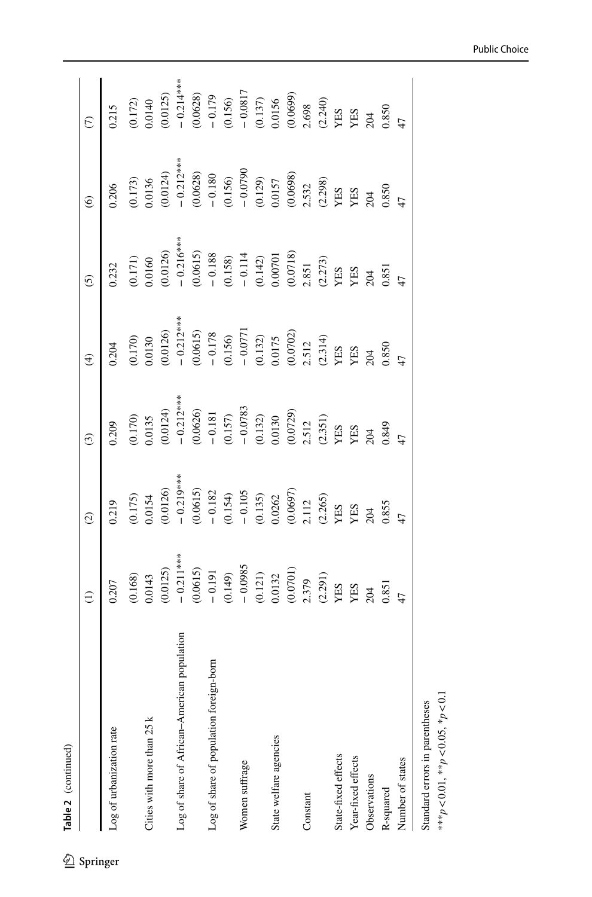Table 2 (continued)

| | (1) | (2) | (3) | (4) | (5) | (6) | (7) |
|---|---|---|---|---|---|---|---|
| Log of urbanization rate | 0.207 | 0.219 | 0.209 | 0.204 | 0.232 | 0.206 | 0.215 |
| | (0.168) | (0.175) | (0.170) | (0.170) | (0.171) | (0.173) | (0.172) |
| Cities with more than 25 k | 0.0143 | 0.0154 | 0.0135 | 0.0130 | 0.0160 | 0.0136 | 0.0140 |
| | (0.0125) | (0.0126) | (0.0124) | (0.0126) | (0.0126) | (0.0124) | (0.0125) |
| Log of share of African–American population | − 0.211*** | − 0.219*** | − 0.212*** | − 0.212*** | − 0.216*** | − 0.212*** | − 0.214*** |
| | (0.0615) | (0.0615) | (0.0626) | (0.0615) | (0.0615) | (0.0628) | (0.0628) |
| Log of share of population foreign-born | − 0.191 | − 0.182 | − 0.181 | − 0.178 | − 0.188 | − 0.180 | − 0.179 |
| | (0.149) | (0.154) | (0.157) | (0.156) | (0.158) | (0.156) | (0.156) |
| Women suffrage | − 0.0985 | − 0.105 | − 0.0783 | − 0.0771 | − 0.114 | − 0.0790 | − 0.0817 |
| | (0.121) | (0.135) | (0.132) | (0.132) | (0.142) | (0.129) | (0.137) |
| State welfare agencies | 0.0132 | 0.0262 | 0.0130 | 0.0175 | 0.00701 | 0.0157 | 0.0156 |
| | (0.0701) | (0.0697) | (0.0729) | (0.0702) | (0.0718) | (0.0698) | (0.0699) |
| Constant | 2.379 | 2.112 | 2.512 | 2.512 | 2.851 | 2.532 | 2.698 |
| | (2.291) | (2.265) | (2.351) | (2.314) | (2.273) | (2.298) | (2.240) |
| State-fixed effects | YES | YES | YES | YES | YES | YES | YES |
| Year-fixed effects | YES | YES | YES | YES | YES | YES | YES |
| Observations | 204 | 204 | 204 | 204 | 204 | 204 | 204 |
| R-squared | 0.851 | 0.855 | 0.849 | 0.850 | 0.851 | 0.850 | 0.850 |
| Number of states | 47 | 47 | 47 | 47 | 47 | 47 | 47 |

Standard errors in parentheses

***$p<0.01$, **$p<0.05$, *$p<0.1$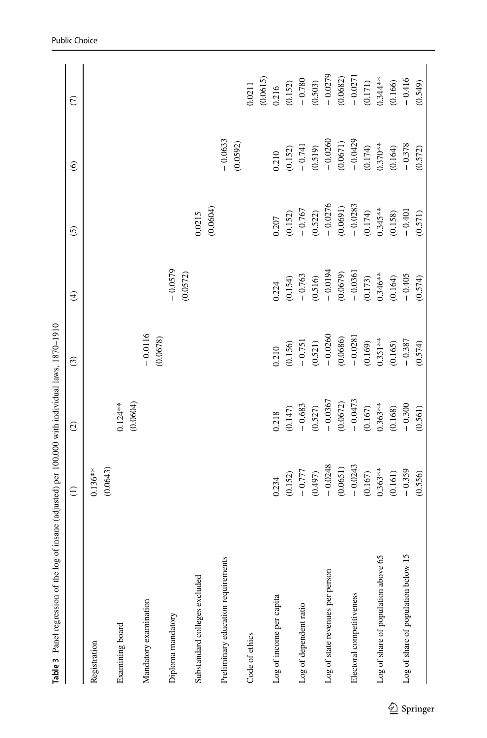**Table 3** Panel regression of the log of insane (adjusted) per 100,000 with individual laws, 1870–1910

| | (1) | (2) | (3) | (4) | (5) | (6) | (7) |
|---|---|---|---|---|---|---|---|
| Registration | 0.136** | | | | | | |
| | (0.0643) | | | | | | |
| Examining board | | 0.124** | | | | | |
| | | (0.0604) | | | | | |
| Mandatory examination | | | − 0.0116 | | | | |
| | | | (0.0678) | | | | |
| Diploma mandatory | | | | − 0.0579 | | | |
| | | | | (0.0572) | | | |
| Substandard colleges excluded | | | | | 0.0215 | | |
| | | | | | (0.0604) | | |
| Preliminary education requirements | | | | | | − 0.0633 | |
| | | | | | | (0.0592) | |
| Code of ethics | | | | | | | 0.0211 |
| | | | | | | | (0.0615) |
| Log of income per capita | 0.234 | 0.218 | 0.210 | 0.224 | 0.207 | 0.210 | 0.216 |
| | (0.152) | (0.147) | (0.156) | (0.154) | (0.152) | (0.152) | (0.152) |
| Log of dependent ratio | − 0.777 | − 0.683 | − 0.751 | − 0.763 | − 0.767 | − 0.741 | − 0.780 |
| | (0.497) | (0.527) | (0.521) | (0.516) | (0.522) | (0.519) | (0.503) |
| Log of state revenues per person | − 0.0248 | − 0.0367 | − 0.0260 | − 0.0194 | − 0.0276 | − 0.0260 | − 0.0279 |
| | (0.0651) | (0.0672) | (0.0686) | (0.0679) | (0.0691) | (0.0671) | (0.0682) |
| Electoral competitiveness | − 0.0243 | − 0.0473 | − 0.0281 | − 0.0361 | − 0.0283 | − 0.0429 | − 0.0271 |
| | (0.167) | (0.167) | (0.169) | (0.173) | (0.174) | (0.174) | (0.171) |
| Log of share of population above 65 | 0.363** | 0.363** | 0.351** | 0.346** | 0.345** | 0.370** | 0.344** |
| | (0.161) | (0.168) | (0.165) | (0.164) | (0.158) | (0.164) | (0.166) |
| Log of share of population below 15 | − 0.359 | − 0.300 | − 0.387 | − 0.405 | − 0.401 | − 0.378 | − 0.416 |
| | (0.556) | (0.561) | (0.574) | (0.574) | (0.571) | (0.572) | (0.549) |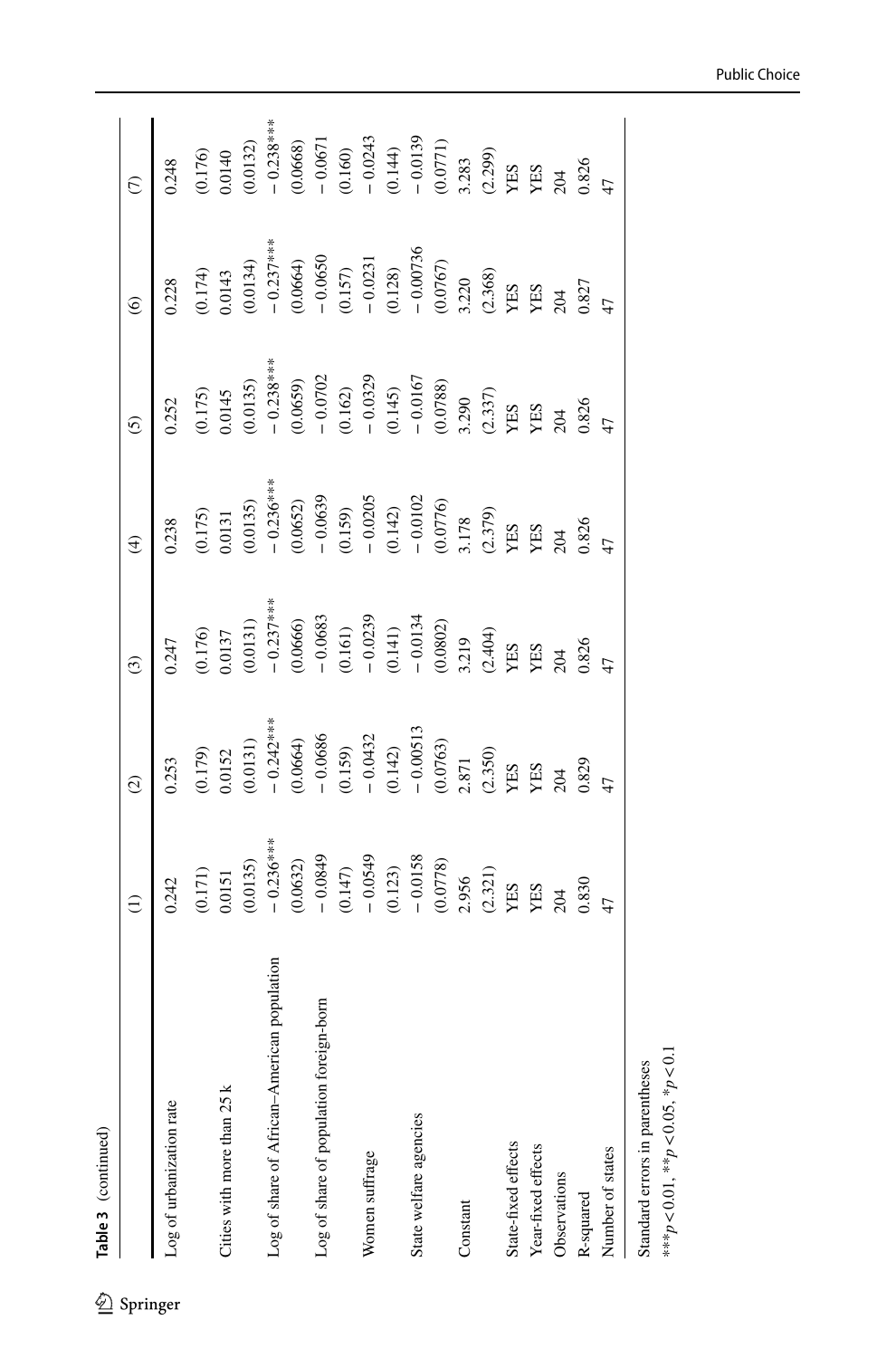Table 3 (continued)

| | (1) | (2) | (3) | (4) | (5) | (6) | (7) |
|---|---|---|---|---|---|---|---|
| Log of urbanization rate | 0.242 | 0.253 | 0.247 | 0.238 | 0.252 | 0.228 | 0.248 |
| | (0.171) | (0.179) | (0.176) | (0.175) | (0.175) | (0.174) | (0.176) |
| Cities with more than 25 k | 0.0151 | 0.0152 | 0.0137 | 0.0131 | 0.0145 | 0.0143 | 0.0140 |
| | (0.0135) | (0.0131) | (0.0131) | (0.0135) | (0.0135) | (0.0134) | (0.0132) |
| Log of share of African–American population | − 0.236*** | − 0.242*** | − 0.237*** | − 0.236*** | − 0.238*** | − 0.237*** | − 0.238*** |
| | (0.0632) | (0.0664) | (0.0666) | (0.0652) | (0.0659) | (0.0664) | (0.0668) |
| Log of share of population foreign-born | − 0.0849 | − 0.0686 | − 0.0683 | − 0.0639 | − 0.0702 | − 0.0650 | − 0.0671 |
| | (0.147) | (0.159) | (0.161) | (0.159) | (0.162) | (0.157) | (0.160) |
| Women suffrage | − 0.0549 | − 0.0432 | − 0.0239 | − 0.0205 | − 0.0329 | − 0.0231 | − 0.0243 |
| | (0.123) | (0.142) | (0.141) | (0.142) | (0.145) | (0.128) | (0.144) |
| State welfare agencies | − 0.0158 | − 0.00513 | − 0.0134 | − 0.0102 | − 0.0167 | − 0.00736 | − 0.0139 |
| | (0.0778) | (0.0763) | (0.0802) | (0.0776) | (0.0788) | (0.0767) | (0.0771) |
| Constant | 2.956 | 2.871 | 3.219 | 3.178 | 3.290 | 3.220 | 3.283 |
| | (2.321) | (2.350) | (2.404) | (2.379) | (2.337) | (2.368) | (2.299) |
| State-fixed effects | YES | YES | YES | YES | YES | YES | YES |
| Year-fixed effects | YES | YES | YES | YES | YES | YES | YES |
| Observations | 204 | 204 | 204 | 204 | 204 | 204 | 204 |
| R-squared | 0.830 | 0.829 | 0.826 | 0.826 | 0.826 | 0.827 | 0.826 |
| Number of states | 47 | 47 | 47 | 47 | 47 | 47 | 47 |

Standard errors in parentheses

***$p<0.01$, **$p<0.05$, *$p<0.1$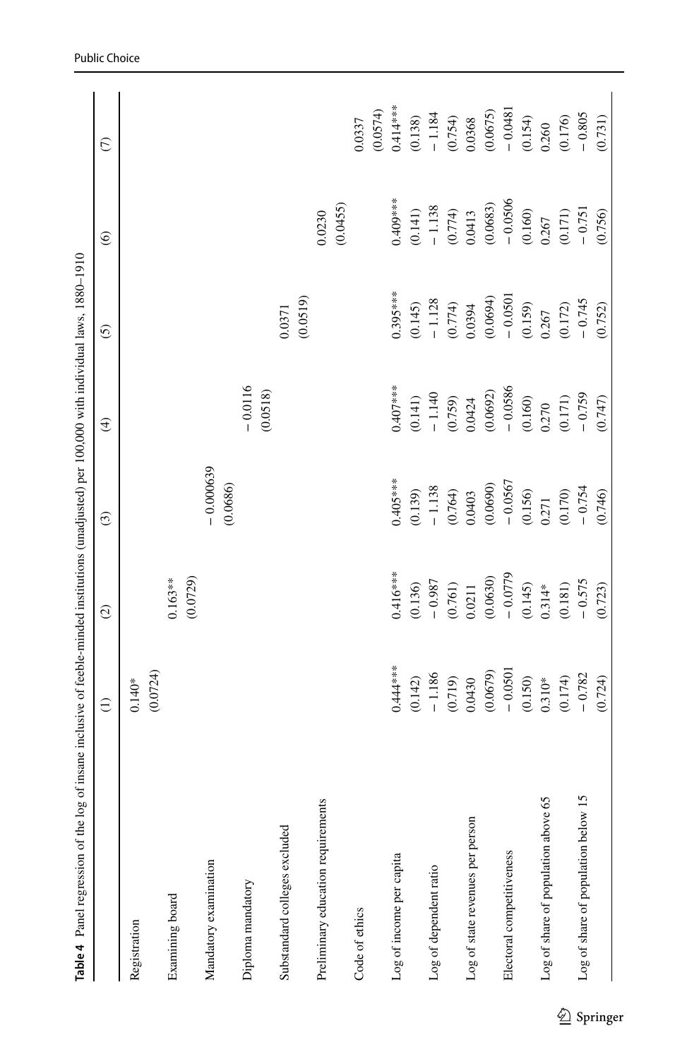**Table 4** Panel regression of the log of insane inclusive of feeble-minded institutions (unadjusted) per 100,000 with individual laws, 1880–1910

| | (1) | (2) | (3) | (4) | (5) | (6) | (7) |
|---|---|---|---|---|---|---|---|
| Registration | 0.140* | | | | | | |
| | (0.0724) | | | | | | |
| Examining board | | 0.163** | | | | | |
| | | (0.0729) | | | | | |
| Mandatory examination | | | − 0.000639 | | | | |
| | | | (0.0686) | | | | |
| Diploma mandatory | | | | − 0.0116 | | | |
| | | | | (0.0518) | | | |
| Substandard colleges excluded | | | | | 0.0371 | | |
| | | | | | (0.0519) | | |
| Preliminary education requirements | | | | | | 0.0230 | |
| | | | | | | (0.0455) | |
| Code of ethics | | | | | | | 0.0337 |
| | | | | | | | (0.0574) |
| Log of income per capita | 0.444*** | 0.416*** | 0.405*** | 0.407*** | 0.395*** | 0.409*** | 0.414*** |
| | (0.142) | (0.136) | (0.139) | (0.141) | (0.145) | (0.141) | (0.138) |
| Log of dependent ratio | − 1.186 | − 0.987 | − 1.138 | − 1.140 | − 1.128 | − 1.138 | − 1.184 |
| | (0.719) | (0.761) | (0.764) | (0.759) | (0.774) | (0.774) | (0.754) |
| Log of state revenues per person | 0.0430 | 0.0211 | 0.0403 | 0.0424 | 0.0394 | 0.0413 | 0.0368 |
| | (0.0679) | (0.0630) | (0.0690) | (0.0692) | (0.0694) | (0.0683) | (0.0675) |
| Electoral competitiveness | − 0.0501 | − 0.0779 | − 0.0567 | − 0.0586 | − 0.0501 | − 0.0506 | − 0.0481 |
| | (0.150) | (0.145) | (0.156) | (0.160) | (0.159) | (0.160) | (0.154) |
| Log of share of population above 65 | 0.310* | 0.314* | 0.271 | 0.270 | 0.267 | 0.267 | 0.260 |
| | (0.174) | (0.181) | (0.170) | (0.171) | (0.172) | (0.171) | (0.176) |
| Log of share of population below 15 | − 0.782 | − 0.575 | − 0.754 | − 0.759 | − 0.745 | − 0.751 | − 0.805 |
| | (0.724) | (0.723) | (0.746) | (0.747) | (0.752) | (0.756) | (0.731) |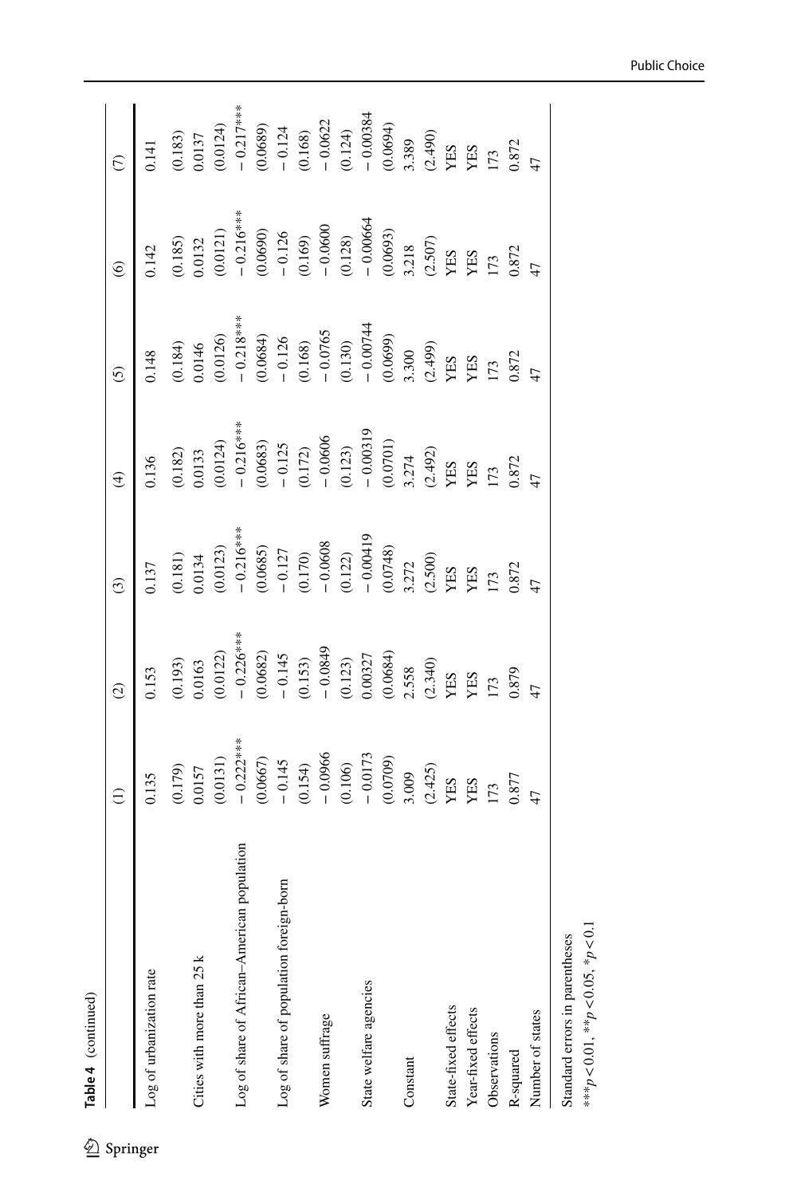Table 4 (continued)

| | (1) | (2) | (3) | (4) | (5) | (6) | (7) |
|---|---|---|---|---|---|---|---|
| Log of urbanization rate | 0.135 | 0.153 | 0.137 | 0.136 | 0.148 | 0.142 | 0.141 |
| | (0.179) | (0.193) | (0.181) | (0.182) | (0.184) | (0.185) | (0.183) |
| Cities with more than 25 k | 0.0157 | 0.0163 | 0.0134 | 0.0133 | 0.0146 | 0.0132 | 0.0137 |
| | (0.0131) | (0.0122) | (0.0123) | (0.0124) | (0.0126) | (0.0121) | (0.0124) |
| Log of share of African–American population | − 0.222*** | − 0.226*** | − 0.216*** | − 0.216*** | − 0.218*** | − 0.216*** | − 0.217*** |
| | (0.0667) | (0.0682) | (0.0685) | (0.0683) | (0.0684) | (0.0690) | (0.0689) |
| Log of share of population foreign-born | − 0.145 | − 0.145 | − 0.127 | − 0.125 | − 0.126 | − 0.126 | − 0.124 |
| | (0.154) | (0.153) | (0.170) | (0.172) | (0.168) | (0.169) | (0.168) |
| Women suffrage | − 0.0966 | − 0.0849 | − 0.0608 | − 0.0606 | − 0.0765 | − 0.0600 | − 0.0622 |
| | (0.106) | (0.123) | (0.122) | (0.123) | (0.130) | (0.128) | (0.124) |
| State welfare agencies | − 0.0173 | 0.00327 | − 0.00419 | − 0.00319 | − 0.00744 | − 0.00664 | − 0.00384 |
| | (0.0709) | (0.0684) | (0.0748) | (0.0701) | (0.0699) | (0.0693) | (0.0694) |
| Constant | 3.009 | 2.558 | 3.272 | 3.274 | 3.300 | 3.218 | 3.389 |
| | (2.425) | (2.340) | (2.500) | (2.492) | (2.499) | (2.507) | (2.490) |
| State-fixed effects | YES | YES | YES | YES | YES | YES | YES |
| Year-fixed effects | YES | YES | YES | YES | YES | YES | YES |
| Observations | 173 | 173 | 173 | 173 | 173 | 173 | 173 |
| R-squared | 0.877 | 0.879 | 0.872 | 0.872 | 0.872 | 0.872 | 0.872 |
| Number of states | 47 | 47 | 47 | 47 | 47 | 47 | 47 |

Standard errors in parentheses

***$p<0.01$, **$p<0.05$, *$p<0.1$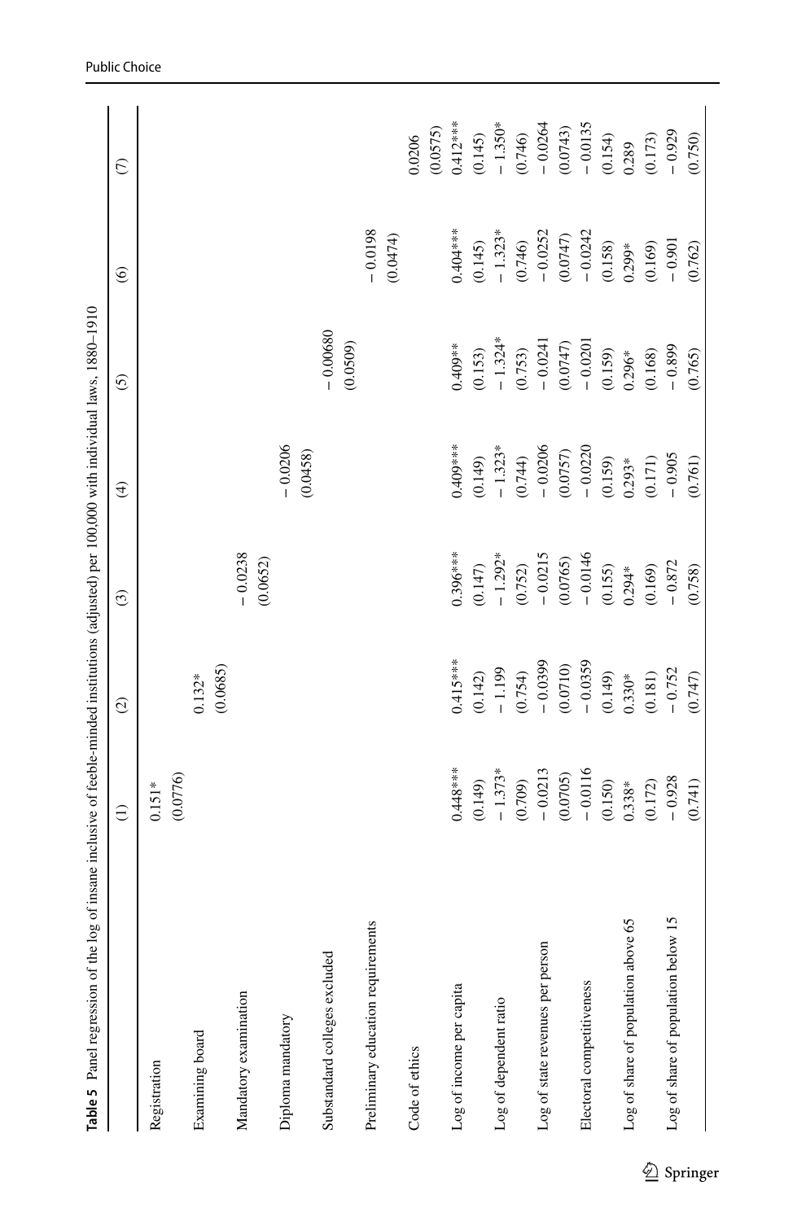**Table 5** Panel regression of the log of insane inclusive of feeble-minded institutions (adjusted) per 100,000 with individual laws, 1880–1910

| | (1) | (2) | (3) | (4) | (5) | (6) | (7) |
|---|---|---|---|---|---|---|---|
| Registration | 0.151* | | | | | | |
| | (0.0776) | | | | | | |
| Examining board | | 0.132* | | | | | |
| | | (0.0685) | | | | | |
| Mandatory examination | | | − 0.0238 | | | | |
| | | | (0.0652) | | | | |
| Diploma mandatory | | | | − 0.0206 | | | |
| | | | | (0.0458) | | | |
| Substandard colleges excluded | | | | | − 0.00680 | | |
| | | | | | (0.0509) | | |
| Preliminary education requirements | | | | | | − 0.0198 | |
| | | | | | | (0.0474) | |
| Code of ethics | | | | | | | 0.0206 |
| | | | | | | | (0.0575) |
| Log of income per capita | 0.448*** | 0.415*** | 0.396*** | 0.409*** | 0.409** | 0.404*** | 0.412*** |
| | (0.149) | (0.142) | (0.147) | (0.149) | (0.153) | (0.145) | (0.145) |
| Log of dependent ratio | − 1.373* | − 1.199 | − 1.292* | − 1.323* | − 1.324* | − 1.323* | − 1.350* |
| | (0.709) | (0.754) | (0.752) | (0.744) | (0.753) | (0.746) | (0.746) |
| Log of state revenues per person | − 0.0213 | − 0.0399 | − 0.0215 | − 0.0206 | − 0.0241 | − 0.0252 | − 0.0264 |
| | (0.0705) | (0.0710) | (0.0765) | (0.0757) | (0.0747) | (0.0747) | (0.0743) |
| Electoral competitiveness | − 0.0116 | − 0.0359 | − 0.0146 | − 0.0220 | − 0.0201 | − 0.0242 | − 0.0135 |
| | (0.150) | (0.149) | (0.155) | (0.159) | (0.159) | (0.158) | (0.154) |
| Log of share of population above 65 | 0.338* | 0.330* | 0.294* | 0.293* | 0.296* | 0.299* | 0.289 |
| | (0.172) | (0.181) | (0.169) | (0.171) | (0.168) | (0.169) | (0.173) |
| Log of share of population below 15 | − 0.928 | − 0.752 | − 0.872 | − 0.905 | − 0.899 | − 0.901 | − 0.929 |
| | (0.741) | (0.747) | (0.758) | (0.761) | (0.765) | (0.762) | (0.750) |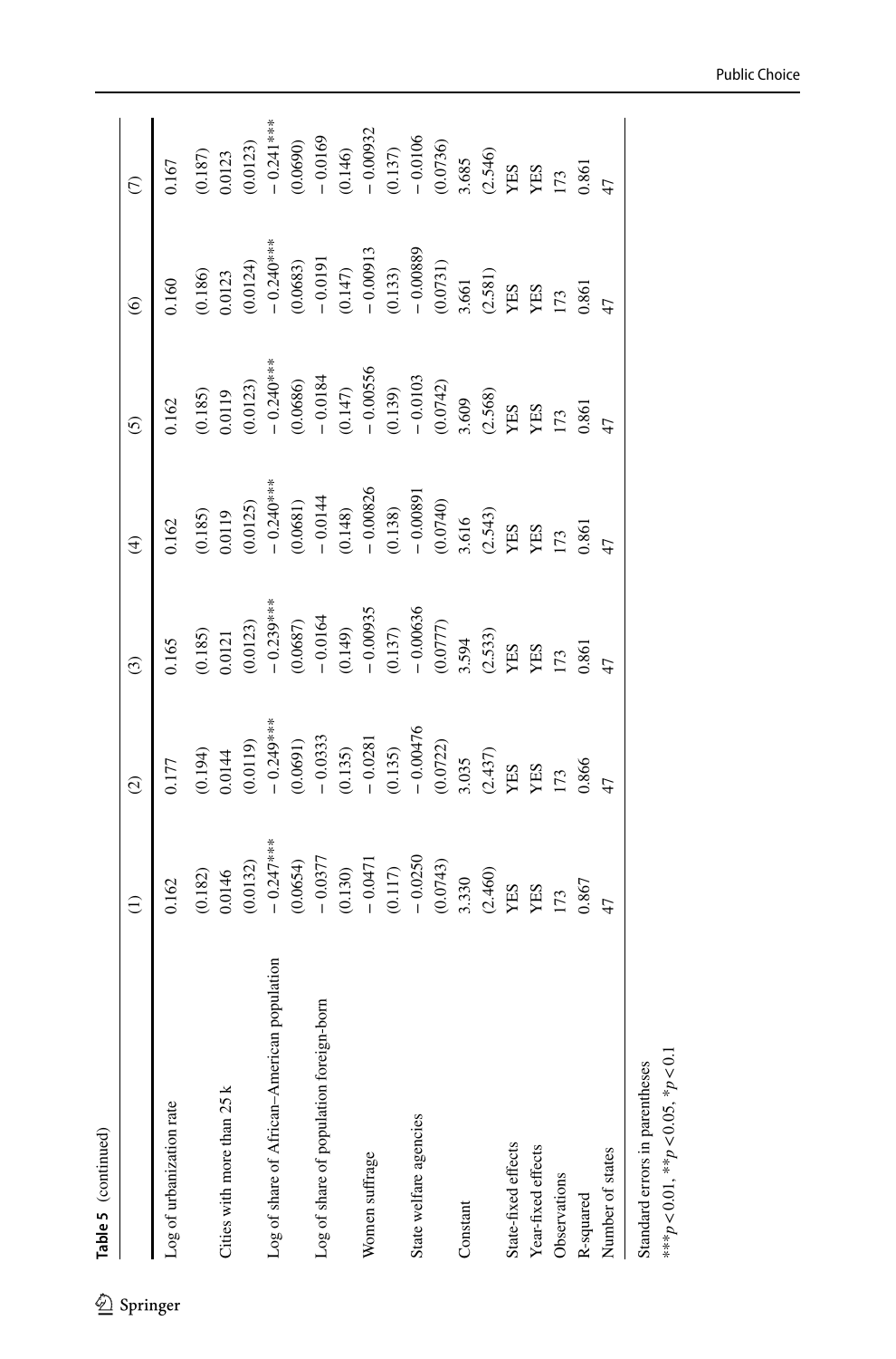**Table 5** (continued)

| | (1) | (2) | (3) | (4) | (5) | (6) | (7) |
|---|---|---|---|---|---|---|---|
| Log of urbanization rate | 0.162 | 0.177 | 0.165 | 0.162 | 0.162 | 0.160 | 0.167 |
| | (0.182) | (0.194) | (0.185) | (0.185) | (0.185) | (0.186) | (0.187) |
| Cities with more than 25 k | 0.0146 | 0.0144 | 0.0121 | 0.0119 | 0.0119 | 0.0123 | 0.0123 |
| | (0.0132) | (0.0119) | (0.0123) | (0.0125) | (0.0123) | (0.0124) | (0.0123) |
| Log of share of African–American population | − 0.247*** | − 0.249*** | − 0.239*** | − 0.240*** | − 0.240*** | − 0.240*** | − 0.241*** |
| | (0.0654) | (0.0691) | (0.0687) | (0.0681) | (0.0686) | (0.0683) | (0.0690) |
| Log of share of population foreign-born | − 0.0377 | − 0.0333 | − 0.0164 | − 0.0144 | − 0.0184 | − 0.0191 | − 0.0169 |
| | (0.130) | (0.135) | (0.149) | (0.148) | (0.147) | (0.147) | (0.146) |
| Women suffrage | − 0.0471 | − 0.0281 | − 0.00935 | − 0.00826 | − 0.00556 | − 0.00913 | − 0.00932 |
| | (0.117) | (0.135) | (0.137) | (0.138) | (0.139) | (0.133) | (0.137) |
| State welfare agencies | − 0.0250 | − 0.00476 | − 0.00636 | − 0.00891 | − 0.0103 | − 0.00889 | − 0.0106 |
| | (0.0743) | (0.0722) | (0.0777) | (0.0740) | (0.0742) | (0.0731) | (0.0736) |
| Constant | 3.330 | 3.035 | 3.594 | 3.616 | 3.609 | 3.661 | 3.685 |
| | (2.460) | (2.437) | (2.533) | (2.543) | (2.568) | (2.581) | (2.546) |
| State-fixed effects | YES | YES | YES | YES | YES | YES | YES |
| Year-fixed effects | YES | YES | YES | YES | YES | YES | YES |
| Observations | 173 | 173 | 173 | 173 | 173 | 173 | 173 |
| R-squared | 0.867 | 0.866 | 0.861 | 0.861 | 0.861 | 0.861 | 0.861 |
| Number of states | 47 | 47 | 47 | 47 | 47 | 47 | 47 |

Standard errors in parentheses

***$p < 0.01$, **$p < 0.05$, *$p < 0.1$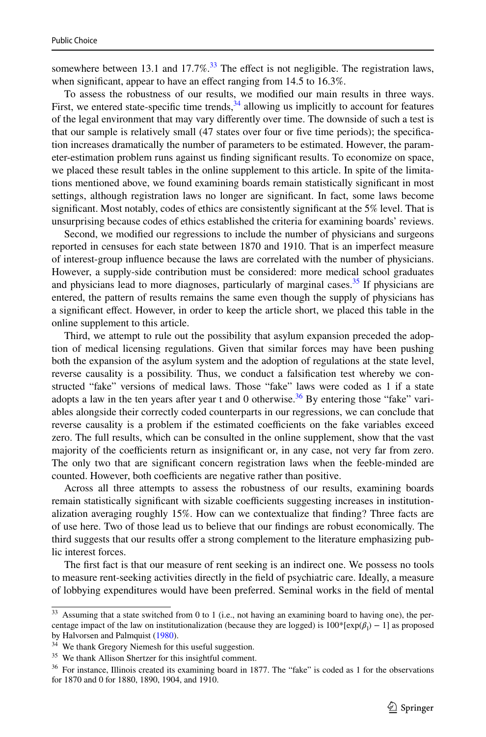somewhere between 13.1 and 17.7%.[33] The effect is not negligible. The registration laws, when significant, appear to have an effect ranging from 14.5 to 16.3%.

To assess the robustness of our results, we modified our main results in three ways. First, we entered state-specific time trends,[34] allowing us implicitly to account for features of the legal environment that may vary differently over time. The downside of such a test is that our sample is relatively small (47 states over four or five time periods); the specification increases dramatically the number of parameters to be estimated. However, the parameter-estimation problem runs against us finding significant results. To economize on space, we placed these result tables in the online supplement to this article. In spite of the limitations mentioned above, we found examining boards remain statistically significant in most settings, although registration laws no longer are significant. In fact, some laws become significant. Most notably, codes of ethics are consistently significant at the 5% level. That is unsurprising because codes of ethics established the criteria for examining boards' reviews.

Second, we modified our regressions to include the number of physicians and surgeons reported in censuses for each state between 1870 and 1910. That is an imperfect measure of interest-group influence because the laws are correlated with the number of physicians. However, a supply-side contribution must be considered: more medical school graduates and physicians lead to more diagnoses, particularly of marginal cases.[35] If physicians are entered, the pattern of results remains the same even though the supply of physicians has a significant effect. However, in order to keep the article short, we placed this table in the online supplement to this article.

Third, we attempt to rule out the possibility that asylum expansion preceded the adoption of medical licensing regulations. Given that similar forces may have been pushing both the expansion of the asylum system and the adoption of regulations at the state level, reverse causality is a possibility. Thus, we conduct a falsification test whereby we constructed "fake" versions of medical laws. Those "fake" laws were coded as 1 if a state adopts a law in the ten years after year t and 0 otherwise.[36] By entering those "fake" variables alongside their correctly coded counterparts in our regressions, we can conclude that reverse causality is a problem if the estimated coefficients on the fake variables exceed zero. The full results, which can be consulted in the online supplement, show that the vast majority of the coefficients return as insignificant or, in any case, not very far from zero. The only two that are significant concern registration laws when the feeble-minded are counted. However, both coefficients are negative rather than positive.

Across all three attempts to assess the robustness of our results, examining boards remain statistically significant with sizable coefficients suggesting increases in institutionalization averaging roughly 15%. How can we contextualize that finding? Three facts are of use here. Two of those lead us to believe that our findings are robust economically. The third suggests that our results offer a strong complement to the literature emphasizing public interest forces.

The first fact is that our measure of rent seeking is an indirect one. We possess no tools to measure rent-seeking activities directly in the field of psychiatric care. Ideally, a measure of lobbying expenditures would have been preferred. Seminal works in the field of mental

---

[33] Assuming that a state switched from 0 to 1 (i.e., not having an examining board to having one), the percentage impact of the law on institutionalization (because they are logged) is $100*[\exp(\beta_1) - 1]$ as proposed by Halvorsen and Palmquist (1980).

[34] We thank Gregory Niemesh for this useful suggestion.

[35] We thank Allison Shertzer for this insightful comment.

[36] For instance, Illinois created its examining board in 1877. The "fake" is coded as 1 for the observations for 1870 and 0 for 1880, 1890, 1904, and 1910.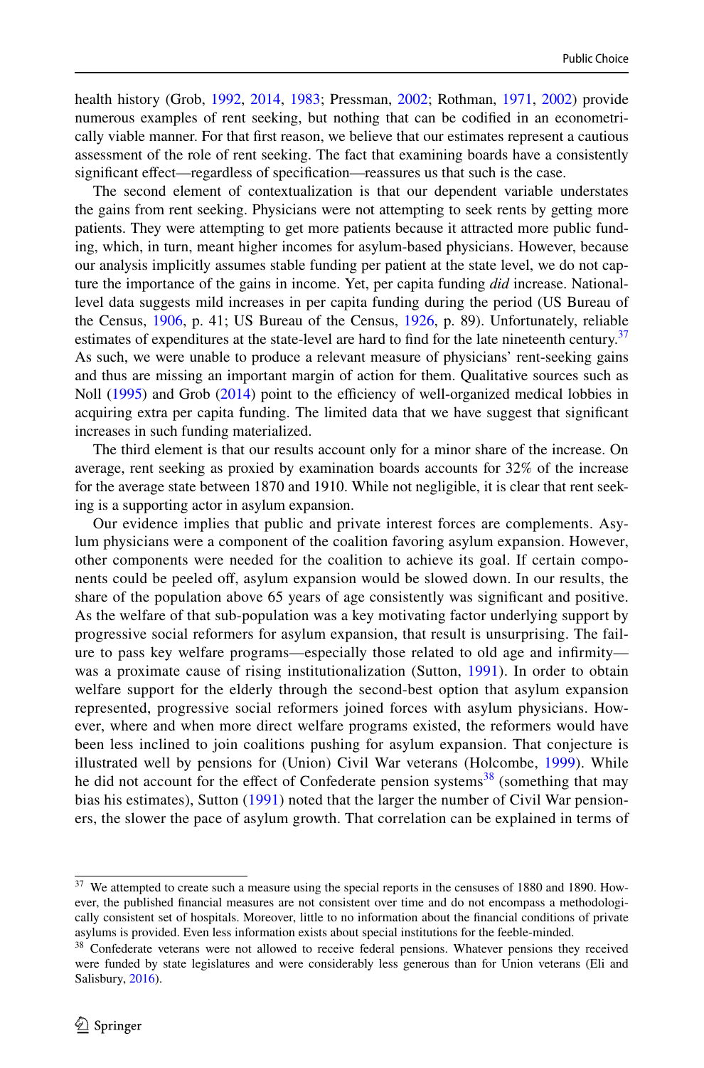health history (Grob, 1992, 2014, 1983; Pressman, 2002; Rothman, 1971, 2002) provide numerous examples of rent seeking, but nothing that can be codified in an econometrically viable manner. For that first reason, we believe that our estimates represent a cautious assessment of the role of rent seeking. The fact that examining boards have a consistently significant effect—regardless of specification—reassures us that such is the case.

The second element of contextualization is that our dependent variable understates the gains from rent seeking. Physicians were not attempting to seek rents by getting more patients. They were attempting to get more patients because it attracted more public funding, which, in turn, meant higher incomes for asylum-based physicians. However, because our analysis implicitly assumes stable funding per patient at the state level, we do not capture the importance of the gains in income. Yet, per capita funding *did* increase. National-level data suggests mild increases in per capita funding during the period (US Bureau of the Census, 1906, p. 41; US Bureau of the Census, 1926, p. 89). Unfortunately, reliable estimates of expenditures at the state-level are hard to find for the late nineteenth century.[37] As such, we were unable to produce a relevant measure of physicians' rent-seeking gains and thus are missing an important margin of action for them. Qualitative sources such as Noll (1995) and Grob (2014) point to the efficiency of well-organized medical lobbies in acquiring extra per capita funding. The limited data that we have suggest that significant increases in such funding materialized.

The third element is that our results account only for a minor share of the increase. On average, rent seeking as proxied by examination boards accounts for 32% of the increase for the average state between 1870 and 1910. While not negligible, it is clear that rent seeking is a supporting actor in asylum expansion.

Our evidence implies that public and private interest forces are complements. Asylum physicians were a component of the coalition favoring asylum expansion. However, other components were needed for the coalition to achieve its goal. If certain components could be peeled off, asylum expansion would be slowed down. In our results, the share of the population above 65 years of age consistently was significant and positive. As the welfare of that sub-population was a key motivating factor underlying support by progressive social reformers for asylum expansion, that result is unsurprising. The failure to pass key welfare programs—especially those related to old age and infirmity—was a proximate cause of rising institutionalization (Sutton, 1991). In order to obtain welfare support for the elderly through the second-best option that asylum expansion represented, progressive social reformers joined forces with asylum physicians. However, where and when more direct welfare programs existed, the reformers would have been less inclined to join coalitions pushing for asylum expansion. That conjecture is illustrated well by pensions for (Union) Civil War veterans (Holcombe, 1999). While he did not account for the effect of Confederate pension systems[38] (something that may bias his estimates), Sutton (1991) noted that the larger the number of Civil War pensioners, the slower the pace of asylum growth. That correlation can be explained in terms of

[37] We attempted to create such a measure using the special reports in the censuses of 1880 and 1890. However, the published financial measures are not consistent over time and do not encompass a methodologically consistent set of hospitals. Moreover, little to no information about the financial conditions of private asylums is provided. Even less information exists about special institutions for the feeble-minded.

[38] Confederate veterans were not allowed to receive federal pensions. Whatever pensions they received were funded by state legislatures and were considerably less generous than for Union veterans (Eli and Salisbury, 2016).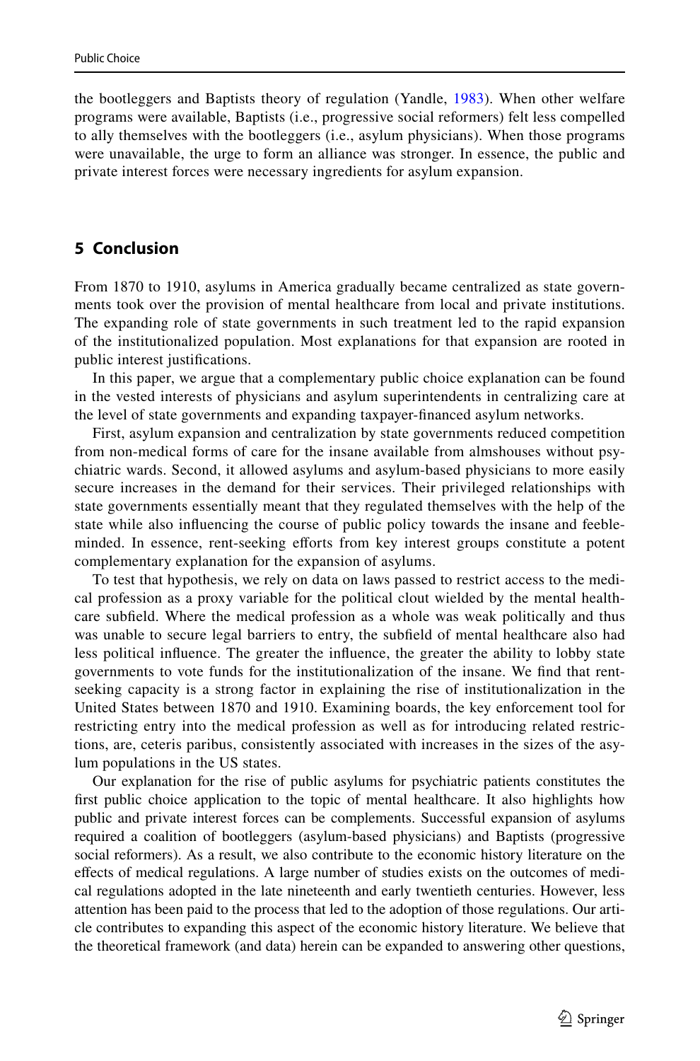the bootleggers and Baptists theory of regulation (Yandle, 1983). When other welfare programs were available, Baptists (i.e., progressive social reformers) felt less compelled to ally themselves with the bootleggers (i.e., asylum physicians). When those programs were unavailable, the urge to form an alliance was stronger. In essence, the public and private interest forces were necessary ingredients for asylum expansion.

## 5 Conclusion

From 1870 to 1910, asylums in America gradually became centralized as state governments took over the provision of mental healthcare from local and private institutions. The expanding role of state governments in such treatment led to the rapid expansion of the institutionalized population. Most explanations for that expansion are rooted in public interest justifications.

In this paper, we argue that a complementary public choice explanation can be found in the vested interests of physicians and asylum superintendents in centralizing care at the level of state governments and expanding taxpayer-financed asylum networks.

First, asylum expansion and centralization by state governments reduced competition from non-medical forms of care for the insane available from almshouses without psychiatric wards. Second, it allowed asylums and asylum-based physicians to more easily secure increases in the demand for their services. Their privileged relationships with state governments essentially meant that they regulated themselves with the help of the state while also influencing the course of public policy towards the insane and feebleminded. In essence, rent-seeking efforts from key interest groups constitute a potent complementary explanation for the expansion of asylums.

To test that hypothesis, we rely on data on laws passed to restrict access to the medical profession as a proxy variable for the political clout wielded by the mental healthcare subfield. Where the medical profession as a whole was weak politically and thus was unable to secure legal barriers to entry, the subfield of mental healthcare also had less political influence. The greater the influence, the greater the ability to lobby state governments to vote funds for the institutionalization of the insane. We find that rent-seeking capacity is a strong factor in explaining the rise of institutionalization in the United States between 1870 and 1910. Examining boards, the key enforcement tool for restricting entry into the medical profession as well as for introducing related restrictions, are, ceteris paribus, consistently associated with increases in the sizes of the asylum populations in the US states.

Our explanation for the rise of public asylums for psychiatric patients constitutes the first public choice application to the topic of mental healthcare. It also highlights how public and private interest forces can be complements. Successful expansion of asylums required a coalition of bootleggers (asylum-based physicians) and Baptists (progressive social reformers). As a result, we also contribute to the economic history literature on the effects of medical regulations. A large number of studies exists on the outcomes of medical regulations adopted in the late nineteenth and early twentieth centuries. However, less attention has been paid to the process that led to the adoption of those regulations. Our article contributes to expanding this aspect of the economic history literature. We believe that the theoretical framework (and data) herein can be expanded to answering other questions,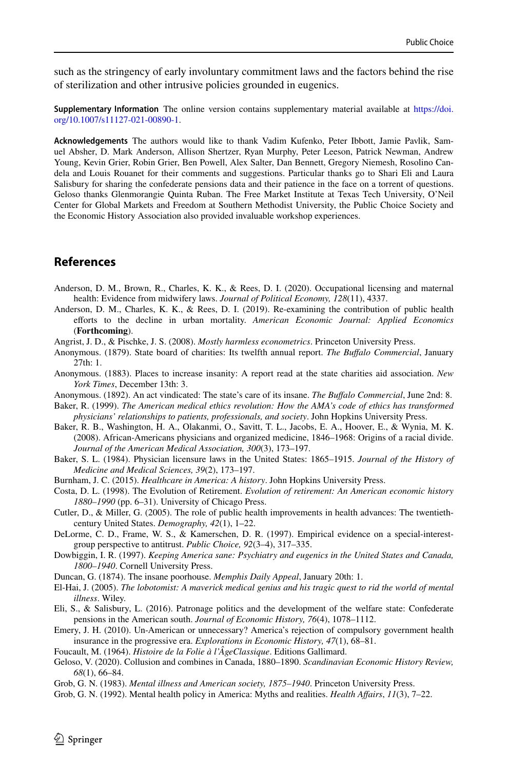such as the stringency of early involuntary commitment laws and the factors behind the rise of sterilization and other intrusive policies grounded in eugenics.

**Supplementary Information** The online version contains supplementary material available at https://doi.org/10.1007/s11127-021-00890-1.

**Acknowledgements** The authors would like to thank Vadim Kufenko, Peter Ibbott, Jamie Pavlik, Samuel Absher, D. Mark Anderson, Allison Shertzer, Ryan Murphy, Peter Leeson, Patrick Newman, Andrew Young, Kevin Grier, Robin Grier, Ben Powell, Alex Salter, Dan Bennett, Gregory Niemesh, Rosolino Candela and Louis Rouanet for their comments and suggestions. Particular thanks go to Shari Eli and Laura Salisbury for sharing the confederate pensions data and their patience in the face on a torrent of questions. Geloso thanks Glenmorangie Quinta Ruban. The Free Market Institute at Texas Tech University, O'Neil Center for Global Markets and Freedom at Southern Methodist University, the Public Choice Society and the Economic History Association also provided invaluable workshop experiences.

## References

Anderson, D. M., Brown, R., Charles, K. K., & Rees, D. I. (2020). Occupational licensing and maternal health: Evidence from midwifery laws. *Journal of Political Economy, 128*(11), 4337.

Anderson, D. M., Charles, K. K., & Rees, D. I. (2019). Re-examining the contribution of public health efforts to the decline in urban mortality. *American Economic Journal: Applied Economics* (**Forthcoming**).

Angrist, J. D., & Pischke, J. S. (2008). *Mostly harmless econometrics*. Princeton University Press.

Anonymous. (1879). State board of charities: Its twelfth annual report. *The Buffalo Commercial*, January 27th: 1.

Anonymous. (1883). Places to increase insanity: A report read at the state charities aid association. *New York Times*, December 13th: 3.

Anonymous. (1892). An act vindicated: The state's care of its insane. *The Buffalo Commercial*, June 2nd: 8.

Baker, R. (1999). *The American medical ethics revolution: How the AMA's code of ethics has transformed physicians' relationships to patients, professionals, and society*. John Hopkins University Press.

Baker, R. B., Washington, H. A., Olakanmi, O., Savitt, T. L., Jacobs, E. A., Hoover, E., & Wynia, M. K. (2008). African-Americans physicians and organized medicine, 1846–1968: Origins of a racial divide. *Journal of the American Medical Association, 300*(3), 173–197.

Baker, S. L. (1984). Physician licensure laws in the United States: 1865–1915. *Journal of the History of Medicine and Medical Sciences, 39*(2), 173–197.

Burnham, J. C. (2015). *Healthcare in America: A history*. John Hopkins University Press.

Costa, D. L. (1998). The Evolution of Retirement. *Evolution of retirement: An American economic history 1880–1990* (pp. 6–31). University of Chicago Press.

Cutler, D., & Miller, G. (2005). The role of public health improvements in health advances: The twentieth-century United States. *Demography, 42*(1), 1–22.

DeLorme, C. D., Frame, W. S., & Kamerschen, D. R. (1997). Empirical evidence on a special-interest-group perspective to antitrust. *Public Choice, 92*(3–4), 317–335.

Dowbiggin, I. R. (1997). *Keeping America sane: Psychiatry and eugenics in the United States and Canada, 1800–1940*. Cornell University Press.

Duncan, G. (1874). The insane poorhouse. *Memphis Daily Appeal*, January 20th: 1.

El-Hai, J. (2005). *The lobotomist: A maverick medical genius and his tragic quest to rid the world of mental illness*. Wiley.

Eli, S., & Salisbury, L. (2016). Patronage politics and the development of the welfare state: Confederate pensions in the American south. *Journal of Economic History, 76*(4), 1078–1112.

Emery, J. H. (2010). Un-American or unnecessary? America's rejection of compulsory government health insurance in the progressive era. *Explorations in Economic History, 47*(1), 68–81.

Foucault, M. (1964). *Histoire de la Folie à l'ÂgeClassique*. Editions Gallimard.

Geloso, V. (2020). Collusion and combines in Canada, 1880–1890. *Scandinavian Economic History Review, 68*(1), 66–84.

Grob, G. N. (1983). *Mental illness and American society, 1875–1940*. Princeton University Press.

Grob, G. N. (1992). Mental health policy in America: Myths and realities. *Health Affairs*, *11*(3), 7–22.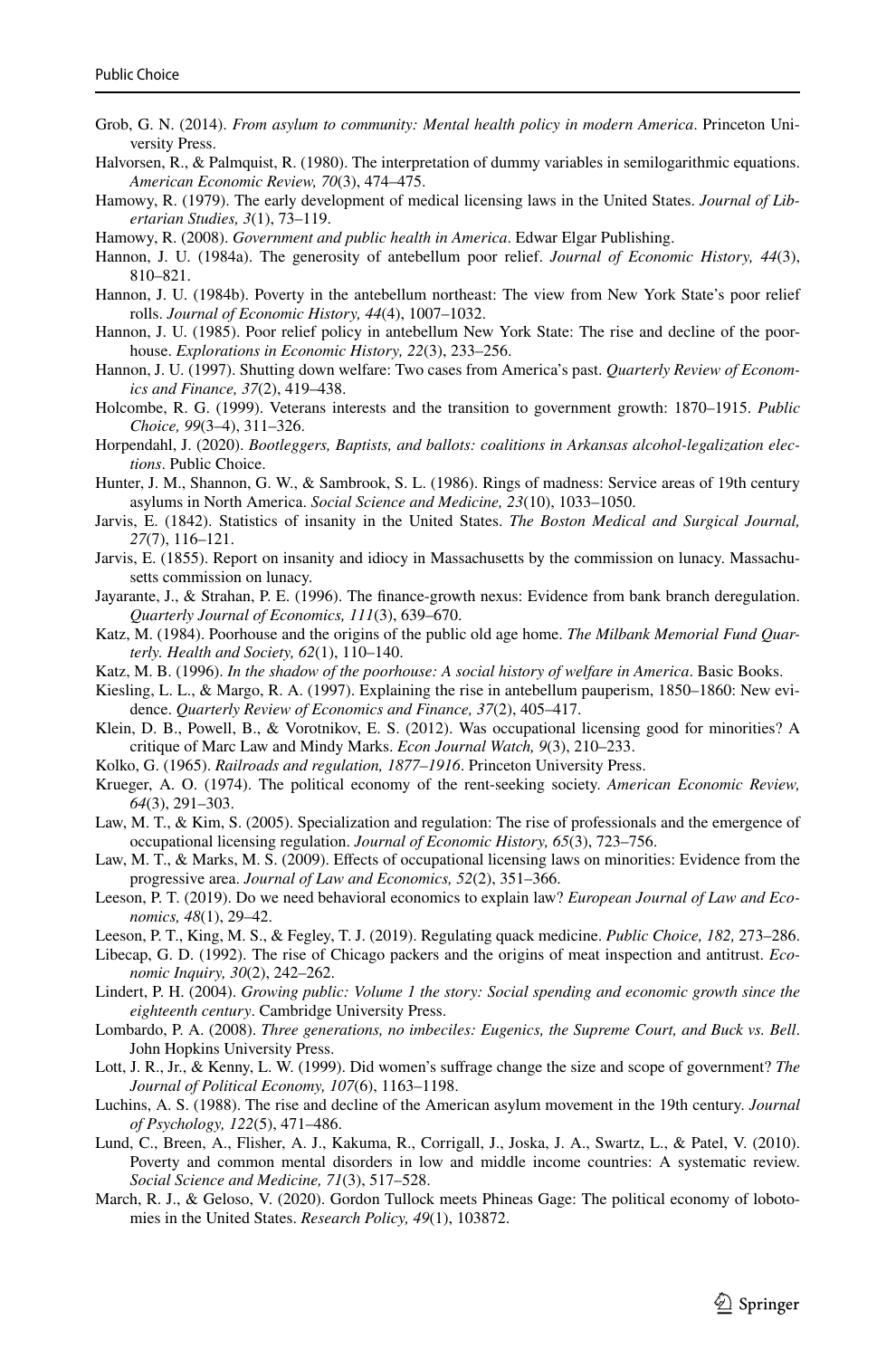Grob, G. N. (2014). *From asylum to community: Mental health policy in modern America*. Princeton University Press.

Halvorsen, R., & Palmquist, R. (1980). The interpretation of dummy variables in semilogarithmic equations. *American Economic Review, 70*(3), 474–475.

Hamowy, R. (1979). The early development of medical licensing laws in the United States. *Journal of Libertarian Studies, 3*(1), 73–119.

Hamowy, R. (2008). *Government and public health in America*. Edwar Elgar Publishing.

Hannon, J. U. (1984a). The generosity of antebellum poor relief. *Journal of Economic History, 44*(3), 810–821.

Hannon, J. U. (1984b). Poverty in the antebellum northeast: The view from New York State's poor relief rolls. *Journal of Economic History, 44*(4), 1007–1032.

Hannon, J. U. (1985). Poor relief policy in antebellum New York State: The rise and decline of the poorhouse. *Explorations in Economic History, 22*(3), 233–256.

Hannon, J. U. (1997). Shutting down welfare: Two cases from America's past. *Quarterly Review of Economics and Finance, 37*(2), 419–438.

Holcombe, R. G. (1999). Veterans interests and the transition to government growth: 1870–1915. *Public Choice, 99*(3–4), 311–326.

Horpendahl, J. (2020). *Bootleggers, Baptists, and ballots: coalitions in Arkansas alcohol-legalization elections*. Public Choice.

Hunter, J. M., Shannon, G. W., & Sambrook, S. L. (1986). Rings of madness: Service areas of 19th century asylums in North America. *Social Science and Medicine, 23*(10), 1033–1050.

Jarvis, E. (1842). Statistics of insanity in the United States. *The Boston Medical and Surgical Journal, 27*(7), 116–121.

Jarvis, E. (1855). Report on insanity and idiocy in Massachusetts by the commission on lunacy. Massachusetts commission on lunacy.

Jayarante, J., & Strahan, P. E. (1996). The finance-growth nexus: Evidence from bank branch deregulation. *Quarterly Journal of Economics, 111*(3), 639–670.

Katz, M. (1984). Poorhouse and the origins of the public old age home. *The Milbank Memorial Fund Quarterly. Health and Society, 62*(1), 110–140.

Katz, M. B. (1996). *In the shadow of the poorhouse: A social history of welfare in America*. Basic Books.

Kiesling, L. L., & Margo, R. A. (1997). Explaining the rise in antebellum pauperism, 1850–1860: New evidence. *Quarterly Review of Economics and Finance, 37*(2), 405–417.

Klein, D. B., Powell, B., & Vorotnikov, E. S. (2012). Was occupational licensing good for minorities? A critique of Marc Law and Mindy Marks. *Econ Journal Watch, 9*(3), 210–233.

Kolko, G. (1965). *Railroads and regulation, 1877–1916*. Princeton University Press.

Krueger, A. O. (1974). The political economy of the rent-seeking society. *American Economic Review, 64*(3), 291–303.

Law, M. T., & Kim, S. (2005). Specialization and regulation: The rise of professionals and the emergence of occupational licensing regulation. *Journal of Economic History, 65*(3), 723–756.

Law, M. T., & Marks, M. S. (2009). Effects of occupational licensing laws on minorities: Evidence from the progressive area. *Journal of Law and Economics, 52*(2), 351–366.

Leeson, P. T. (2019). Do we need behavioral economics to explain law? *European Journal of Law and Economics, 48*(1), 29–42.

Leeson, P. T., King, M. S., & Fegley, T. J. (2019). Regulating quack medicine. *Public Choice, 182,* 273–286.

Libecap, G. D. (1992). The rise of Chicago packers and the origins of meat inspection and antitrust. *Economic Inquiry, 30*(2), 242–262.

Lindert, P. H. (2004). *Growing public: Volume 1 the story: Social spending and economic growth since the eighteenth century*. Cambridge University Press.

Lombardo, P. A. (2008). *Three generations, no imbeciles: Eugenics, the Supreme Court, and Buck vs. Bell*. John Hopkins University Press.

Lott, J. R., Jr., & Kenny, L. W. (1999). Did women's suffrage change the size and scope of government? *The Journal of Political Economy, 107*(6), 1163–1198.

Luchins, A. S. (1988). The rise and decline of the American asylum movement in the 19th century. *Journal of Psychology, 122*(5), 471–486.

Lund, C., Breen, A., Flisher, A. J., Kakuma, R., Corrigall, J., Joska, J. A., Swartz, L., & Patel, V. (2010). Poverty and common mental disorders in low and middle income countries: A systematic review. *Social Science and Medicine, 71*(3), 517–528.

March, R. J., & Geloso, V. (2020). Gordon Tullock meets Phineas Gage: The political economy of lobotomies in the United States. *Research Policy, 49*(1), 103872.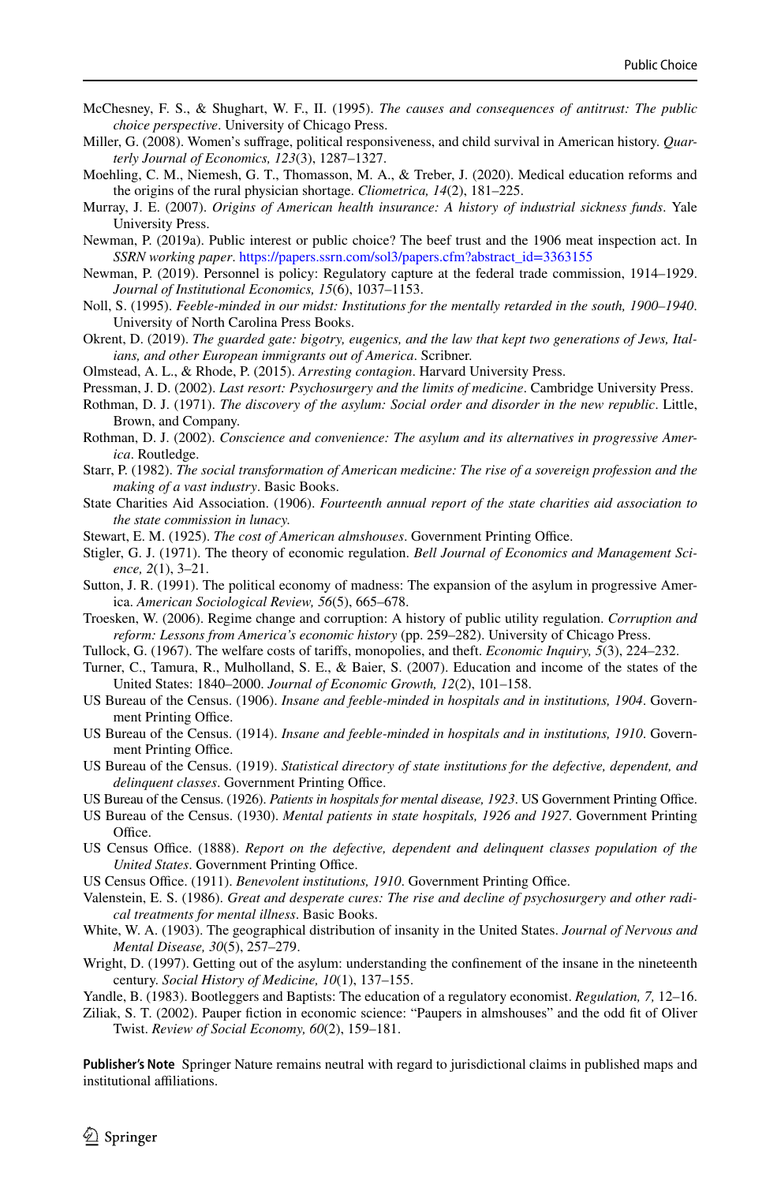McChesney, F. S., & Shughart, W. F., II. (1995). *The causes and consequences of antitrust: The public choice perspective*. University of Chicago Press.

Miller, G. (2008). Women's suffrage, political responsiveness, and child survival in American history. *Quarterly Journal of Economics, 123*(3), 1287–1327.

Moehling, C. M., Niemesh, G. T., Thomasson, M. A., & Treber, J. (2020). Medical education reforms and the origins of the rural physician shortage. *Cliometrica, 14*(2), 181–225.

Murray, J. E. (2007). *Origins of American health insurance: A history of industrial sickness funds*. Yale University Press.

Newman, P. (2019a). Public interest or public choice? The beef trust and the 1906 meat inspection act. In *SSRN working paper*. https://papers.ssrn.com/sol3/papers.cfm?abstract_id=3363155

Newman, P. (2019). Personnel is policy: Regulatory capture at the federal trade commission, 1914–1929. *Journal of Institutional Economics, 15*(6), 1037–1153.

Noll, S. (1995). *Feeble-minded in our midst: Institutions for the mentally retarded in the south, 1900–1940*. University of North Carolina Press Books.

Okrent, D. (2019). *The guarded gate: bigotry, eugenics, and the law that kept two generations of Jews, Italians, and other European immigrants out of America*. Scribner.

Olmstead, A. L., & Rhode, P. (2015). *Arresting contagion*. Harvard University Press.

Pressman, J. D. (2002). *Last resort: Psychosurgery and the limits of medicine*. Cambridge University Press.

Rothman, D. J. (1971). *The discovery of the asylum: Social order and disorder in the new republic*. Little, Brown, and Company.

Rothman, D. J. (2002). *Conscience and convenience: The asylum and its alternatives in progressive America*. Routledge.

Starr, P. (1982). *The social transformation of American medicine: The rise of a sovereign profession and the making of a vast industry*. Basic Books.

State Charities Aid Association. (1906). *Fourteenth annual report of the state charities aid association to the state commission in lunacy.*

Stewart, E. M. (1925). *The cost of American almshouses*. Government Printing Office.

Stigler, G. J. (1971). The theory of economic regulation. *Bell Journal of Economics and Management Science, 2*(1), 3–21.

Sutton, J. R. (1991). The political economy of madness: The expansion of the asylum in progressive America. *American Sociological Review, 56*(5), 665–678.

Troesken, W. (2006). Regime change and corruption: A history of public utility regulation. *Corruption and reform: Lessons from America's economic history* (pp. 259–282). University of Chicago Press.

Tullock, G. (1967). The welfare costs of tariffs, monopolies, and theft. *Economic Inquiry, 5*(3), 224–232.

Turner, C., Tamura, R., Mulholland, S. E., & Baier, S. (2007). Education and income of the states of the United States: 1840–2000. *Journal of Economic Growth, 12*(2), 101–158.

US Bureau of the Census. (1906). *Insane and feeble-minded in hospitals and in institutions, 1904*. Government Printing Office.

US Bureau of the Census. (1914). *Insane and feeble-minded in hospitals and in institutions, 1910*. Government Printing Office.

US Bureau of the Census. (1919). *Statistical directory of state institutions for the defective, dependent, and delinquent classes*. Government Printing Office.

US Bureau of the Census. (1926). *Patients in hospitals for mental disease, 1923*. US Government Printing Office.

US Bureau of the Census. (1930). *Mental patients in state hospitals, 1926 and 1927*. Government Printing Office.

US Census Office. (1888). *Report on the defective, dependent and delinquent classes population of the United States*. Government Printing Office.

US Census Office. (1911). *Benevolent institutions, 1910*. Government Printing Office.

Valenstein, E. S. (1986). *Great and desperate cures: The rise and decline of psychosurgery and other radical treatments for mental illness*. Basic Books.

White, W. A. (1903). The geographical distribution of insanity in the United States. *Journal of Nervous and Mental Disease, 30*(5), 257–279.

Wright, D. (1997). Getting out of the asylum: understanding the confinement of the insane in the nineteenth century. *Social History of Medicine, 10*(1), 137–155.

Yandle, B. (1983). Bootleggers and Baptists: The education of a regulatory economist. *Regulation, 7,* 12–16.

Ziliak, S. T. (2002). Pauper fiction in economic science: "Paupers in almshouses" and the odd fit of Oliver Twist. *Review of Social Economy, 60*(2), 159–181.

**Publisher's Note** Springer Nature remains neutral with regard to jurisdictional claims in published maps and institutional affiliations.